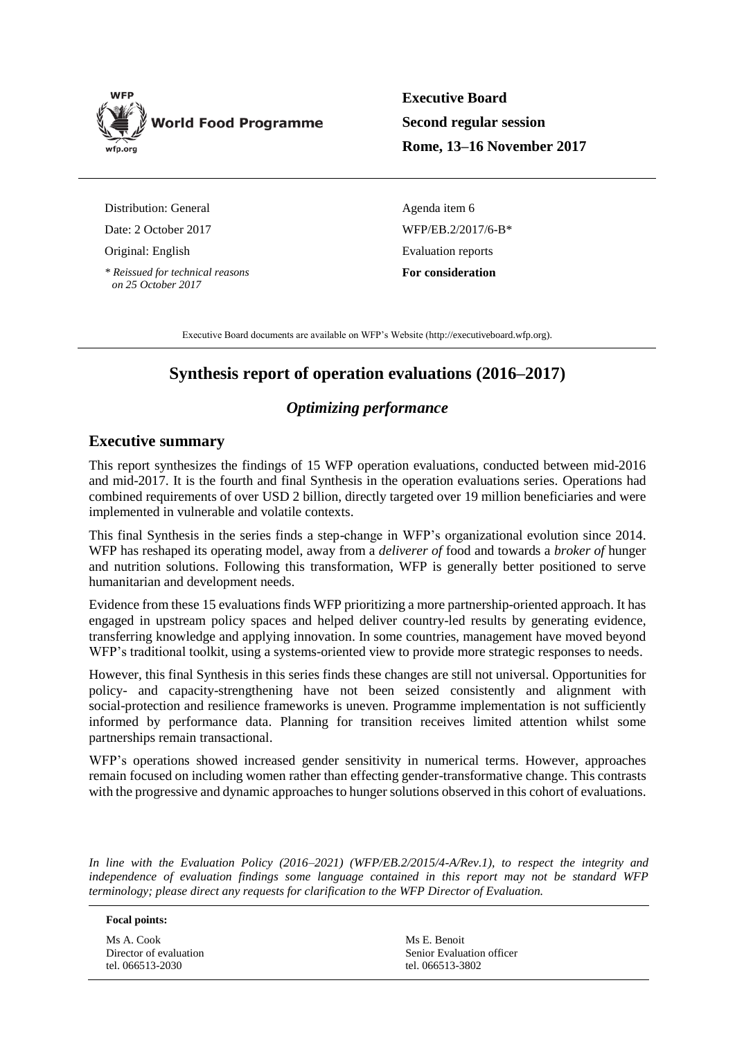World Food Programme

wfp.org

**Executive Board**
**Second regular session**
**Rome, 13–16 November 2017**

Distribution: General
Date: 2 October 2017
Original: English
*\* Reissued for technical reasons on 25 October 2017*

Agenda item 6
WFP/EB.2/2017/6-B*
Evaluation reports
**For consideration**

Executive Board documents are available on WFP's Website (http://executiveboard.wfp.org).

# Synthesis report of operation evaluations (2016–2017)

## *Optimizing performance*

### Executive summary

This report synthesizes the findings of 15 WFP operation evaluations, conducted between mid-2016 and mid-2017. It is the fourth and final Synthesis in the operation evaluations series. Operations had combined requirements of over USD 2 billion, directly targeted over 19 million beneficiaries and were implemented in vulnerable and volatile contexts.

This final Synthesis in the series finds a step-change in WFP's organizational evolution since 2014. WFP has reshaped its operating model, away from a *deliverer of* food and towards a *broker of* hunger and nutrition solutions. Following this transformation, WFP is generally better positioned to serve humanitarian and development needs.

Evidence from these 15 evaluations finds WFP prioritizing a more partnership-oriented approach. It has engaged in upstream policy spaces and helped deliver country-led results by generating evidence, transferring knowledge and applying innovation. In some countries, management have moved beyond WFP's traditional toolkit, using a systems-oriented view to provide more strategic responses to needs.

However, this final Synthesis in this series finds these changes are still not universal. Opportunities for policy- and capacity-strengthening have not been seized consistently and alignment with social-protection and resilience frameworks is uneven. Programme implementation is not sufficiently informed by performance data. Planning for transition receives limited attention whilst some partnerships remain transactional.

WFP's operations showed increased gender sensitivity in numerical terms. However, approaches remain focused on including women rather than effecting gender-transformative change. This contrasts with the progressive and dynamic approaches to hunger solutions observed in this cohort of evaluations.

*In line with the Evaluation Policy (2016–2021) (WFP/EB.2/2015/4-A/Rev.1), to respect the integrity and independence of evaluation findings some language contained in this report may not be standard WFP terminology; please direct any requests for clarification to the WFP Director of Evaluation.*

**Focal points:**

Ms A. Cook
Director of evaluation
tel. 066513-2030

Ms E. Benoit
Senior Evaluation officer
tel. 066513-3802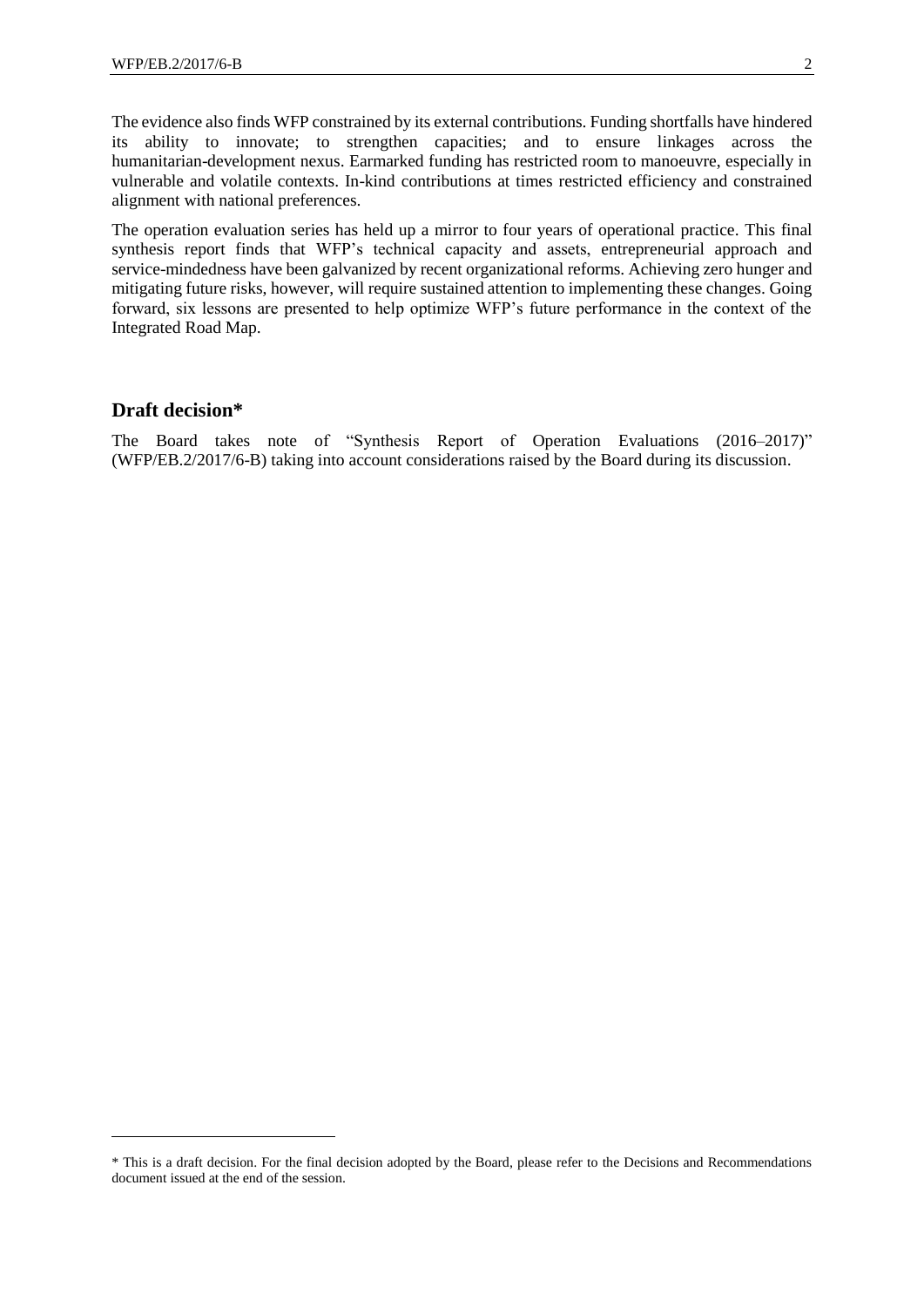The evidence also finds WFP constrained by its external contributions. Funding shortfalls have hindered its ability to innovate; to strengthen capacities; and to ensure linkages across the humanitarian-development nexus. Earmarked funding has restricted room to manoeuvre, especially in vulnerable and volatile contexts. In-kind contributions at times restricted efficiency and constrained alignment with national preferences.

The operation evaluation series has held up a mirror to four years of operational practice. This final synthesis report finds that WFP's technical capacity and assets, entrepreneurial approach and service-mindedness have been galvanized by recent organizational reforms. Achieving zero hunger and mitigating future risks, however, will require sustained attention to implementing these changes. Going forward, six lessons are presented to help optimize WFP's future performance in the context of the Integrated Road Map.

## Draft decision*

The Board takes note of "Synthesis Report of Operation Evaluations (2016–2017)" (WFP/EB.2/2017/6-B) taking into account considerations raised by the Board during its discussion.

* This is a draft decision. For the final decision adopted by the Board, please refer to the Decisions and Recommendations document issued at the end of the session.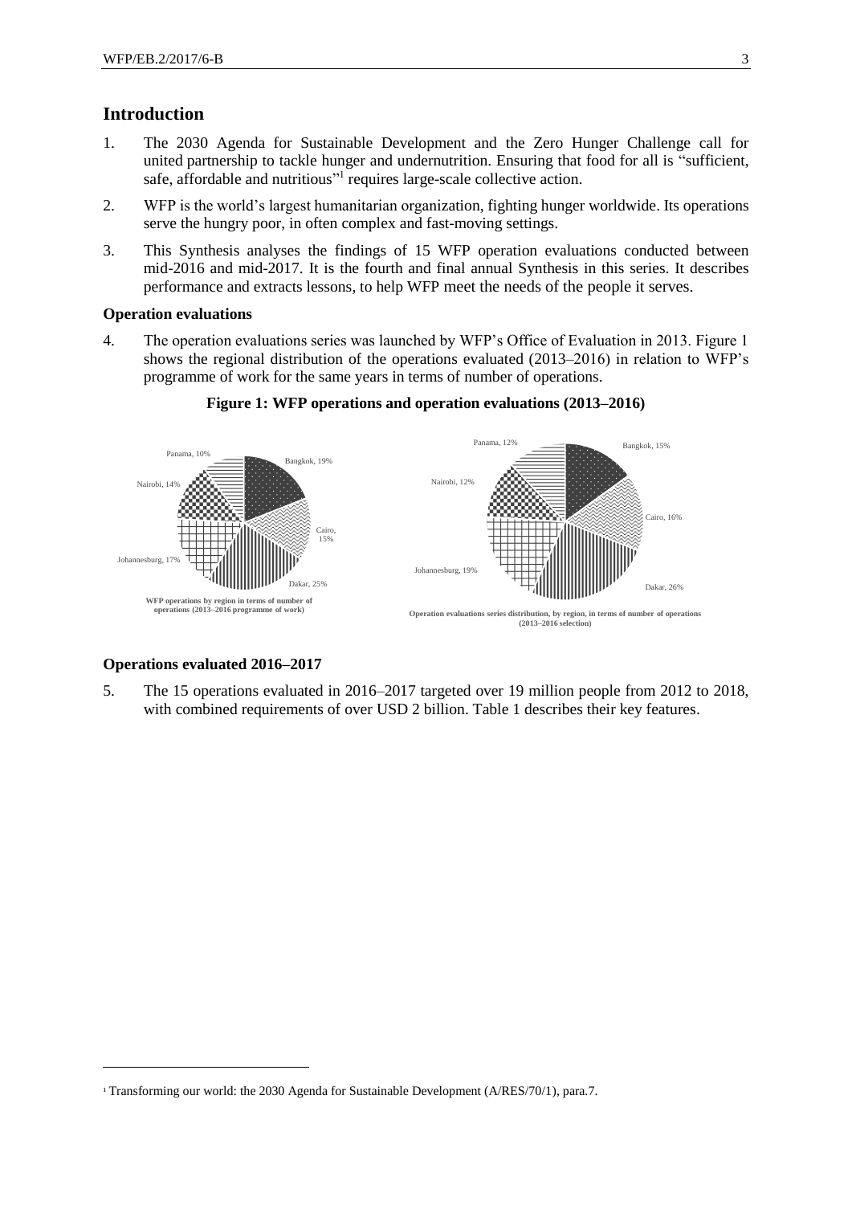## Introduction

1. The 2030 Agenda for Sustainable Development and the Zero Hunger Challenge call for united partnership to tackle hunger and undernutrition. Ensuring that food for all is "sufficient, safe, affordable and nutritious"[1] requires large-scale collective action.

2. WFP is the world's largest humanitarian organization, fighting hunger worldwide. Its operations serve the hungry poor, in often complex and fast-moving settings.

3. This Synthesis analyses the findings of 15 WFP operation evaluations conducted between mid-2016 and mid-2017. It is the fourth and final annual Synthesis in this series. It describes performance and extracts lessons, to help WFP meet the needs of the people it serves.

### Operation evaluations

4. The operation evaluations series was launched by WFP's Office of Evaluation in 2013. Figure 1 shows the regional distribution of the operations evaluated (2013–2016) in relation to WFP's programme of work for the same years in terms of number of operations.

**Figure 1: WFP operations and operation evaluations (2013–2016)**

Panama, 10% | Bangkok, 19% | Cairo, 15% | Dakar, 25% | Johannesburg, 17% | Nairobi, 14%

**WFP operations by region in terms of number of operations (2013–2016 programme of work)**

Panama, 12% | Bangkok, 15% | Cairo, 16% | Dakar, 26% | Johannesburg, 19% | Nairobi, 12%

**Operation evaluations series distribution, by region, in terms of number of operations (2013–2016 selection)**

### Operations evaluated 2016–2017

5. The 15 operations evaluated in 2016–2017 targeted over 19 million people from 2012 to 2018, with combined requirements of over USD 2 billion. Table 1 describes their key features.

[1] Transforming our world: the 2030 Agenda for Sustainable Development (A/RES/70/1), para.7.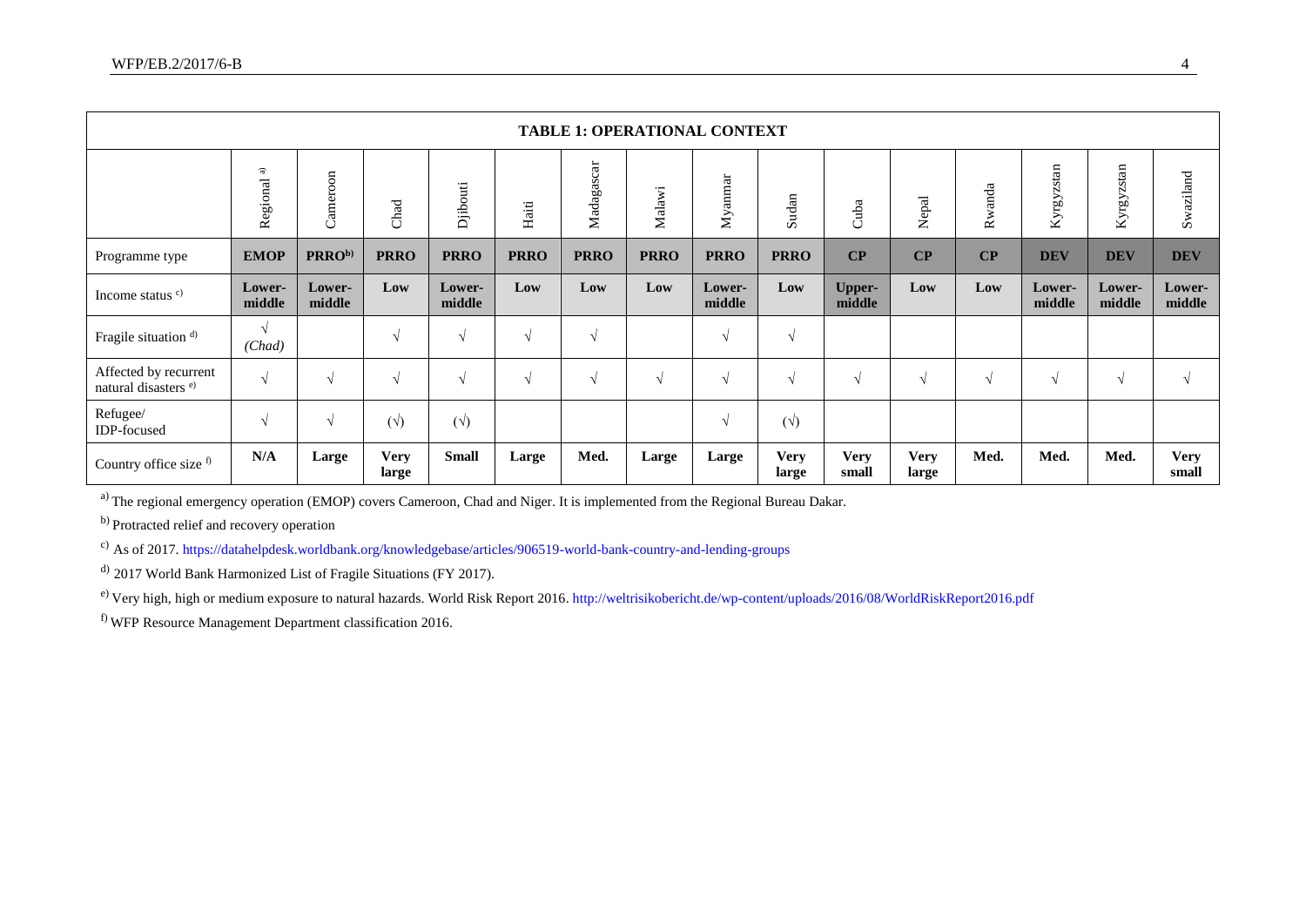| **TABLE 1: OPERATIONAL CONTEXT** | | | | | | | | | | | | | | | |
|---|---|---|---|---|---|---|---|---|---|---|---|---|---|---|---|
| | Regional [a] | Cameroon | Chad | Djibouti | Haiti | Madagascar | Malawi | Myanmar | Sudan | Cuba | Nepal | Rwanda | Kyrgyzstan | Kyrgyzstan | Swaziland |
| Programme type | **EMOP** | **PRRO[b]** | **PRRO** | **PRRO** | **PRRO** | **PRRO** | **PRRO** | **PRRO** | **PRRO** | **CP** | **CP** | **CP** | **DEV** | **DEV** | **DEV** |
| Income status [c] | **Lower-middle** | **Lower-middle** | **Low** | **Lower-middle** | **Low** | **Low** | **Low** | **Lower-middle** | **Low** | **Upper-middle** | **Low** | **Low** | **Lower-middle** | **Lower-middle** | **Lower-middle** |
| Fragile situation [d] | √ *(Chad)* | | √ | √ | √ | √ | | √ | √ | | | | | | |
| Affected by recurrent natural disasters [e] | √ | √ | √ | √ | √ | √ | √ | √ | √ | √ | √ | √ | √ | √ | √ |
| Refugee/ IDP-focused | √ | √ | (√) | (√) | | | | √ | (√) | | | | | | |
| Country office size [f] | **N/A** | **Large** | **Very large** | **Small** | **Large** | **Med.** | **Large** | **Large** | **Very large** | **Very small** | **Very large** | **Med.** | **Med.** | **Med.** | **Very small** |

[a] The regional emergency operation (EMOP) covers Cameroon, Chad and Niger. It is implemented from the Regional Bureau Dakar.

[b] Protracted relief and recovery operation

[c] As of 2017. https://datahelpdesk.worldbank.org/knowledgebase/articles/906519-world-bank-country-and-lending-groups

[d] 2017 World Bank Harmonized List of Fragile Situations (FY 2017).

[e] Very high, high or medium exposure to natural hazards. World Risk Report 2016. http://weltrisikobericht.de/wp-content/uploads/2016/08/WorldRiskReport2016.pdf

[f] WFP Resource Management Department classification 2016.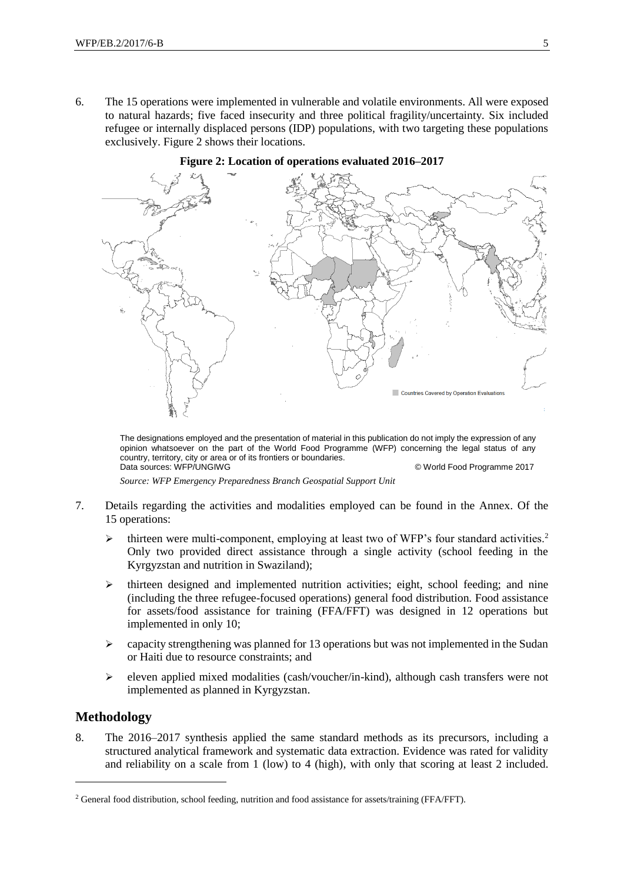6. The 15 operations were implemented in vulnerable and volatile environments. All were exposed to natural hazards; five faced insecurity and three political fragility/uncertainty. Six included refugee or internally displaced persons (IDP) populations, with two targeting these populations exclusively. Figure 2 shows their locations.

**Figure 2: Location of operations evaluated 2016–2017**

Countries Covered by Operation Evaluations

The designations employed and the presentation of material in this publication do not imply the expression of any opinion whatsoever on the part of the World Food Programme (WFP) concerning the legal status of any country, territory, city or area or of its frontiers or boundaries.
Data sources: WFP/UNGIWG © World Food Programme 2017

*Source: WFP Emergency Preparedness Branch Geospatial Support Unit*

7. Details regarding the activities and modalities employed can be found in the Annex. Of the 15 operations:

   - thirteen were multi-component, employing at least two of WFP's four standard activities.[2] Only two provided direct assistance through a single activity (school feeding in the Kyrgyzstan and nutrition in Swaziland);
   - thirteen designed and implemented nutrition activities; eight, school feeding; and nine (including the three refugee-focused operations) general food distribution. Food assistance for assets/food assistance for training (FFA/FFT) was designed in 12 operations but implemented in only 10;
   - capacity strengthening was planned for 13 operations but was not implemented in the Sudan or Haiti due to resource constraints; and
   - eleven applied mixed modalities (cash/voucher/in-kind), although cash transfers were not implemented as planned in Kyrgyzstan.

## Methodology

8. The 2016–2017 synthesis applied the same standard methods as its precursors, including a structured analytical framework and systematic data extraction. Evidence was rated for validity and reliability on a scale from 1 (low) to 4 (high), with only that scoring at least 2 included.

---

[2] General food distribution, school feeding, nutrition and food assistance for assets/training (FFA/FFT).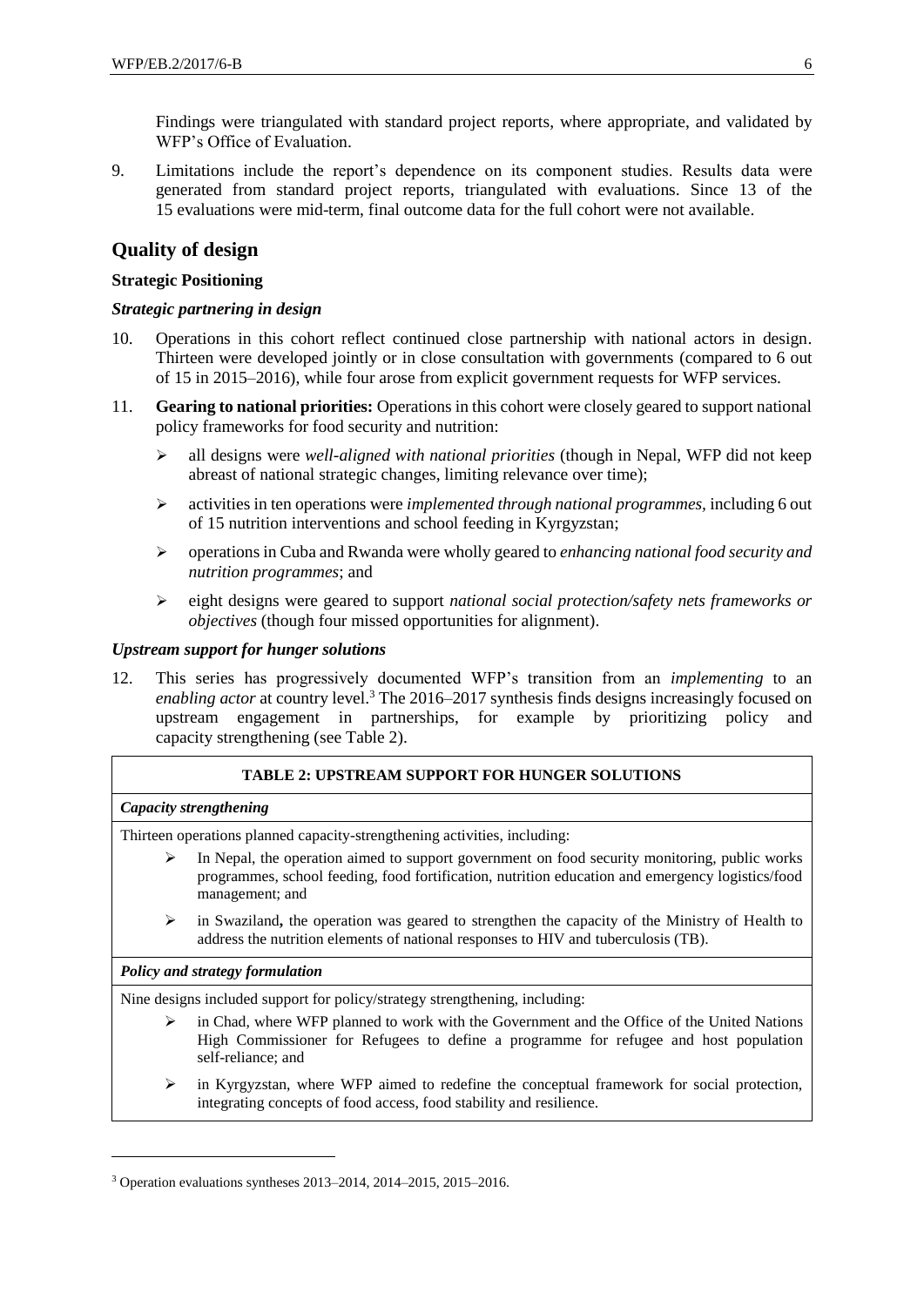Findings were triangulated with standard project reports, where appropriate, and validated by WFP's Office of Evaluation.

9. Limitations include the report's dependence on its component studies. Results data were generated from standard project reports, triangulated with evaluations. Since 13 of the 15 evaluations were mid-term, final outcome data for the full cohort were not available.

## Quality of design

### Strategic Positioning

#### *Strategic partnering in design*

10. Operations in this cohort reflect continued close partnership with national actors in design. Thirteen were developed jointly or in close consultation with governments (compared to 6 out of 15 in 2015–2016), while four arose from explicit government requests for WFP services.

11. **Gearing to national priorities:** Operations in this cohort were closely geared to support national policy frameworks for food security and nutrition:

    - all designs were *well-aligned with national priorities* (though in Nepal, WFP did not keep abreast of national strategic changes, limiting relevance over time);
    - activities in ten operations were *implemented through national programmes,* including 6 out of 15 nutrition interventions and school feeding in Kyrgyzstan;
    - operations in Cuba and Rwanda were wholly geared to *enhancing national food security and nutrition programmes*; and
    - eight designs were geared to support *national social protection/safety nets frameworks or objectives* (though four missed opportunities for alignment).

#### *Upstream support for hunger solutions*

12. This series has progressively documented WFP's transition from an *implementing* to an *enabling actor* at country level.[3] The 2016–2017 synthesis finds designs increasingly focused on upstream engagement in partnerships, for example by prioritizing policy and capacity strengthening (see Table 2).

| TABLE 2: UPSTREAM SUPPORT FOR HUNGER SOLUTIONS |
|---|
| ***Capacity strengthening*** |
| Thirteen operations planned capacity-strengthening activities, including:<br>➢ In Nepal, the operation aimed to support government on food security monitoring, public works programmes, school feeding, food fortification, nutrition education and emergency logistics/food management; and<br>➢ in Swaziland**,** the operation was geared to strengthen the capacity of the Ministry of Health to address the nutrition elements of national responses to HIV and tuberculosis (TB). |
| ***Policy and strategy formulation*** |
| Nine designs included support for policy/strategy strengthening, including:<br>➢ in Chad, where WFP planned to work with the Government and the Office of the United Nations High Commissioner for Refugees to define a programme for refugee and host population self-reliance; and<br>➢ in Kyrgyzstan, where WFP aimed to redefine the conceptual framework for social protection, integrating concepts of food access, food stability and resilience. |

[3] Operation evaluations syntheses 2013–2014, 2014–2015, 2015–2016.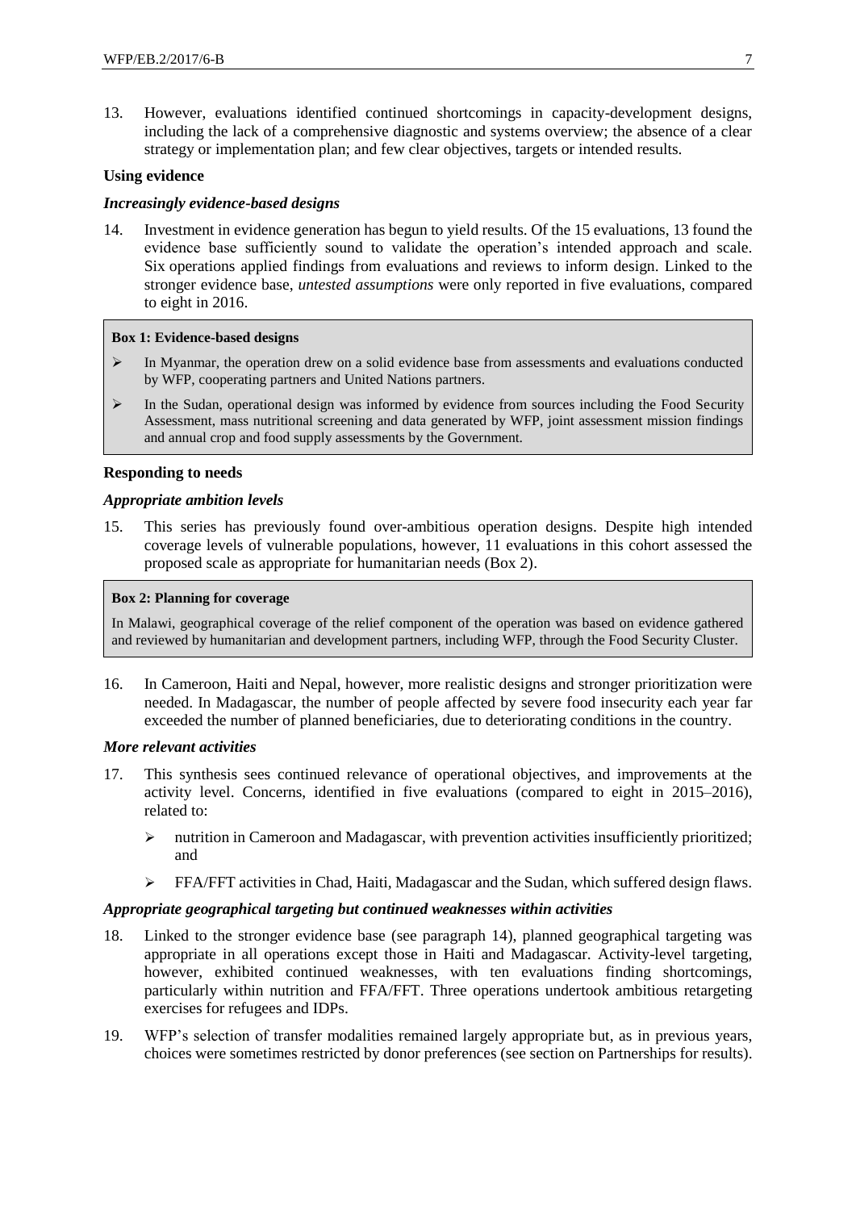13. However, evaluations identified continued shortcomings in capacity-development designs, including the lack of a comprehensive diagnostic and systems overview; the absence of a clear strategy or implementation plan; and few clear objectives, targets or intended results.

**Using evidence**

***Increasingly evidence-based designs***

14. Investment in evidence generation has begun to yield results. Of the 15 evaluations, 13 found the evidence base sufficiently sound to validate the operation's intended approach and scale. Six operations applied findings from evaluations and reviews to inform design. Linked to the stronger evidence base, *untested assumptions* were only reported in five evaluations, compared to eight in 2016.

> **Box 1: Evidence-based designs**
>
> - In Myanmar, the operation drew on a solid evidence base from assessments and evaluations conducted by WFP, cooperating partners and United Nations partners.
> - In the Sudan, operational design was informed by evidence from sources including the Food Security Assessment, mass nutritional screening and data generated by WFP, joint assessment mission findings and annual crop and food supply assessments by the Government.

**Responding to needs**

***Appropriate ambition levels***

15. This series has previously found over-ambitious operation designs. Despite high intended coverage levels of vulnerable populations, however, 11 evaluations in this cohort assessed the proposed scale as appropriate for humanitarian needs (Box 2).

> **Box 2: Planning for coverage**
>
> In Malawi, geographical coverage of the relief component of the operation was based on evidence gathered and reviewed by humanitarian and development partners, including WFP, through the Food Security Cluster.

16. In Cameroon, Haiti and Nepal, however, more realistic designs and stronger prioritization were needed. In Madagascar, the number of people affected by severe food insecurity each year far exceeded the number of planned beneficiaries, due to deteriorating conditions in the country.

***More relevant activities***

17. This synthesis sees continued relevance of operational objectives, and improvements at the activity level. Concerns, identified in five evaluations (compared to eight in 2015–2016), related to:
    - nutrition in Cameroon and Madagascar, with prevention activities insufficiently prioritized; and
    - FFA/FFT activities in Chad, Haiti, Madagascar and the Sudan, which suffered design flaws.

***Appropriate geographical targeting but continued weaknesses within activities***

18. Linked to the stronger evidence base (see paragraph 14), planned geographical targeting was appropriate in all operations except those in Haiti and Madagascar. Activity-level targeting, however, exhibited continued weaknesses, with ten evaluations finding shortcomings, particularly within nutrition and FFA/FFT. Three operations undertook ambitious retargeting exercises for refugees and IDPs.

19. WFP's selection of transfer modalities remained largely appropriate but, as in previous years, choices were sometimes restricted by donor preferences (see section on Partnerships for results).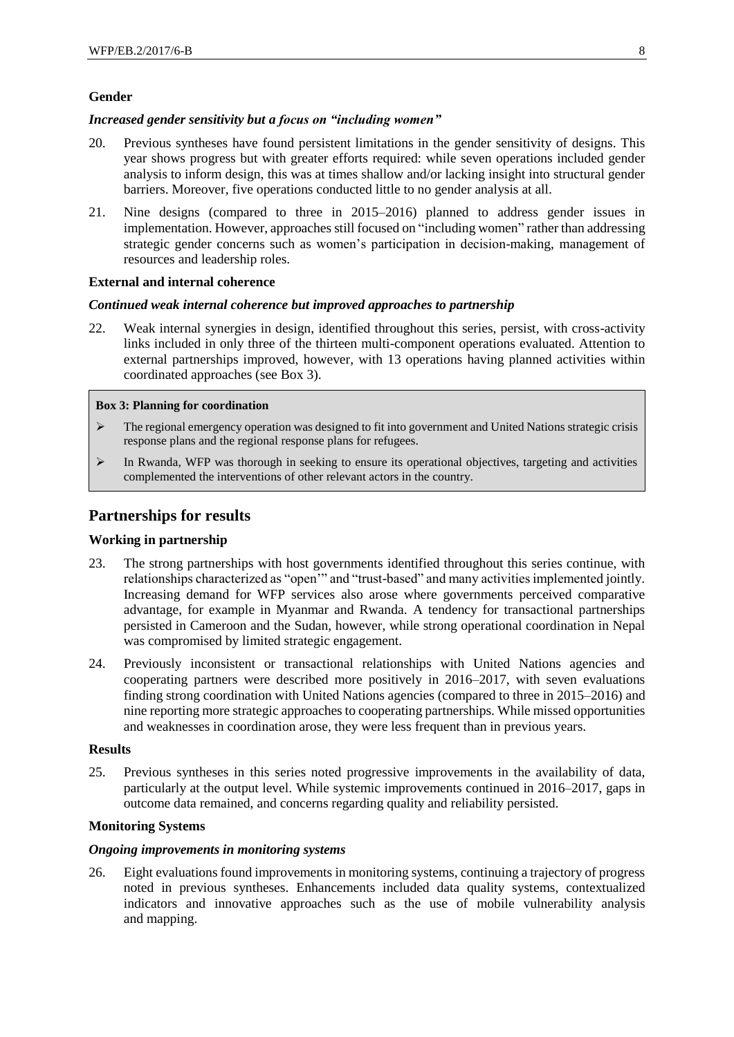### Gender

#### *Increased gender sensitivity but a focus on "including women"*

20. Previous syntheses have found persistent limitations in the gender sensitivity of designs. This year shows progress but with greater efforts required: while seven operations included gender analysis to inform design, this was at times shallow and/or lacking insight into structural gender barriers. Moreover, five operations conducted little to no gender analysis at all.

21. Nine designs (compared to three in 2015–2016) planned to address gender issues in implementation. However, approaches still focused on "including women" rather than addressing strategic gender concerns such as women's participation in decision-making, management of resources and leadership roles.

### External and internal coherence

#### *Continued weak internal coherence but improved approaches to partnership*

22. Weak internal synergies in design, identified throughout this series, persist, with cross-activity links included in only three of the thirteen multi-component operations evaluated. Attention to external partnerships improved, however, with 13 operations having planned activities within coordinated approaches (see Box 3).

**Box 3: Planning for coordination**

- The regional emergency operation was designed to fit into government and United Nations strategic crisis response plans and the regional response plans for refugees.
- In Rwanda, WFP was thorough in seeking to ensure its operational objectives, targeting and activities complemented the interventions of other relevant actors in the country.

## Partnerships for results

### Working in partnership

23. The strong partnerships with host governments identified throughout this series continue, with relationships characterized as "open'" and "trust-based" and many activities implemented jointly. Increasing demand for WFP services also arose where governments perceived comparative advantage, for example in Myanmar and Rwanda. A tendency for transactional partnerships persisted in Cameroon and the Sudan, however, while strong operational coordination in Nepal was compromised by limited strategic engagement.

24. Previously inconsistent or transactional relationships with United Nations agencies and cooperating partners were described more positively in 2016–2017, with seven evaluations finding strong coordination with United Nations agencies (compared to three in 2015–2016) and nine reporting more strategic approaches to cooperating partnerships. While missed opportunities and weaknesses in coordination arose, they were less frequent than in previous years.

### Results

25. Previous syntheses in this series noted progressive improvements in the availability of data, particularly at the output level. While systemic improvements continued in 2016–2017, gaps in outcome data remained, and concerns regarding quality and reliability persisted.

### Monitoring Systems

#### *Ongoing improvements in monitoring systems*

26. Eight evaluations found improvements in monitoring systems, continuing a trajectory of progress noted in previous syntheses. Enhancements included data quality systems, contextualized indicators and innovative approaches such as the use of mobile vulnerability analysis and mapping.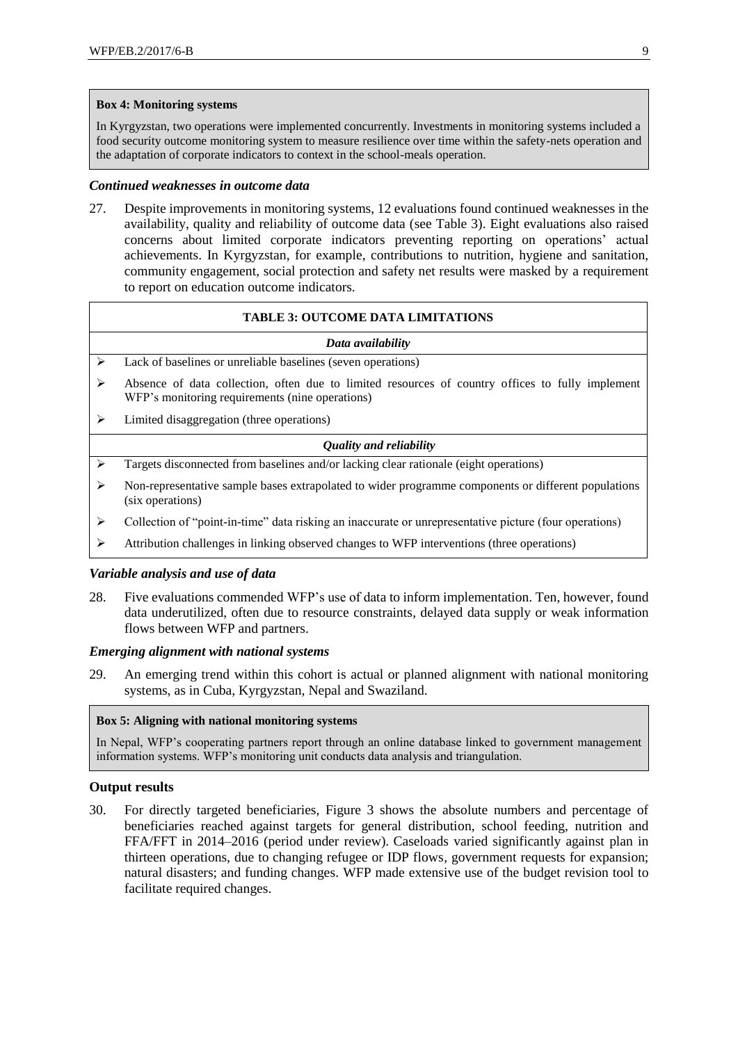**Box 4: Monitoring systems**

In Kyrgyzstan, two operations were implemented concurrently. Investments in monitoring systems included a food security outcome monitoring system to measure resilience over time within the safety-nets operation and the adaptation of corporate indicators to context in the school-meals operation.

### *Continued weaknesses in outcome data*

27. Despite improvements in monitoring systems, 12 evaluations found continued weaknesses in the availability, quality and reliability of outcome data (see Table 3). Eight evaluations also raised concerns about limited corporate indicators preventing reporting on operations' actual achievements. In Kyrgyzstan, for example, contributions to nutrition, hygiene and sanitation, community engagement, social protection and safety net results were masked by a requirement to report on education outcome indicators.

| TABLE 3: OUTCOME DATA LIMITATIONS |
|---|
| ***Data availability*** |
| ➢ Lack of baselines or unreliable baselines (seven operations) |
| ➢ Absence of data collection, often due to limited resources of country offices to fully implement WFP's monitoring requirements (nine operations) |
| ➢ Limited disaggregation (three operations) |
| ***Quality and reliability*** |
| ➢ Targets disconnected from baselines and/or lacking clear rationale (eight operations) |
| ➢ Non-representative sample bases extrapolated to wider programme components or different populations (six operations) |
| ➢ Collection of "point-in-time" data risking an inaccurate or unrepresentative picture (four operations) |
| ➢ Attribution challenges in linking observed changes to WFP interventions (three operations) |

### *Variable analysis and use of data*

28. Five evaluations commended WFP's use of data to inform implementation. Ten, however, found data underutilized, often due to resource constraints, delayed data supply or weak information flows between WFP and partners.

### *Emerging alignment with national systems*

29. An emerging trend within this cohort is actual or planned alignment with national monitoring systems, as in Cuba, Kyrgyzstan, Nepal and Swaziland.

**Box 5: Aligning with national monitoring systems**

In Nepal, WFP's cooperating partners report through an online database linked to government management information systems. WFP's monitoring unit conducts data analysis and triangulation.

### **Output results**

30. For directly targeted beneficiaries, Figure 3 shows the absolute numbers and percentage of beneficiaries reached against targets for general distribution, school feeding, nutrition and FFA/FFT in 2014–2016 (period under review). Caseloads varied significantly against plan in thirteen operations, due to changing refugee or IDP flows, government requests for expansion; natural disasters; and funding changes. WFP made extensive use of the budget revision tool to facilitate required changes.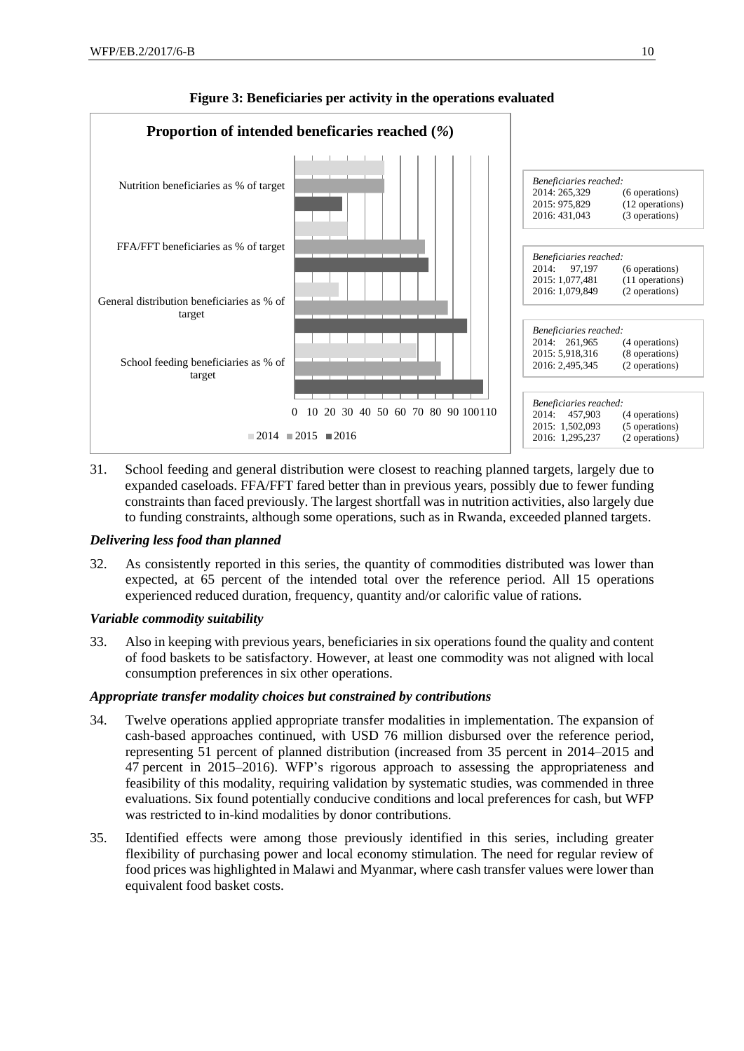**Figure 3: Beneficiaries per activity in the operations evaluated**

**Proportion of intended beneficaries reached (%)**

Nutrition beneficiaries as % of target

FFA/FFT beneficiaries as % of target

General distribution beneficiaries as % of target

School feeding beneficiaries as % of target

0 10 20 30 40 50 60 70 80 90 100 110

2014 2015 2016

*Beneficiaries reached:*
2014: 265,329 (6 operations)
2015: 975,829 (12 operations)
2016: 431,043 (3 operations)

*Beneficiaries reached:*
2014: 97,197 (6 operations)
2015: 1,077,481 (11 operations)
2016: 1,079,849 (2 operations)

*Beneficiaries reached:*
2014: 261,965 (4 operations)
2015: 5,918,316 (8 operations)
2016: 2,495,345 (2 operations)

*Beneficiaries reached:*
2014: 457,903 (4 operations)
2015: 1,502,093 (5 operations)
2016: 1,295,237 (2 operations)

31. School feeding and general distribution were closest to reaching planned targets, largely due to expanded caseloads. FFA/FFT fared better than in previous years, possibly due to fewer funding constraints than faced previously. The largest shortfall was in nutrition activities, also largely due to funding constraints, although some operations, such as in Rwanda, exceeded planned targets.

### *Delivering less food than planned*

32. As consistently reported in this series, the quantity of commodities distributed was lower than expected, at 65 percent of the intended total over the reference period. All 15 operations experienced reduced duration, frequency, quantity and/or calorific value of rations.

### *Variable commodity suitability*

33. Also in keeping with previous years, beneficiaries in six operations found the quality and content of food baskets to be satisfactory. However, at least one commodity was not aligned with local consumption preferences in six other operations.

### *Appropriate transfer modality choices but constrained by contributions*

34. Twelve operations applied appropriate transfer modalities in implementation. The expansion of cash-based approaches continued, with USD 76 million disbursed over the reference period, representing 51 percent of planned distribution (increased from 35 percent in 2014–2015 and 47 percent in 2015–2016). WFP's rigorous approach to assessing the appropriateness and feasibility of this modality, requiring validation by systematic studies, was commended in three evaluations. Six found potentially conducive conditions and local preferences for cash, but WFP was restricted to in-kind modalities by donor contributions.

35. Identified effects were among those previously identified in this series, including greater flexibility of purchasing power and local economy stimulation. The need for regular review of food prices was highlighted in Malawi and Myanmar, where cash transfer values were lower than equivalent food basket costs.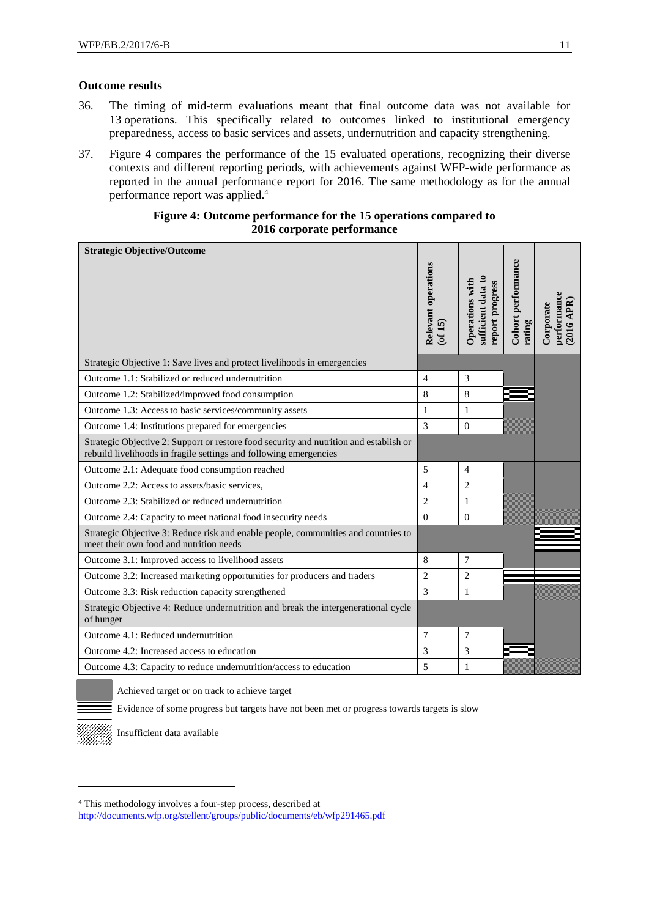## Outcome results

36. The timing of mid-term evaluations meant that final outcome data was not available for 13 operations. This specifically related to outcomes linked to institutional emergency preparedness, access to basic services and assets, undernutrition and capacity strengthening.

37. Figure 4 compares the performance of the 15 evaluated operations, recognizing their diverse contexts and different reporting periods, with achievements against WFP-wide performance as reported in the annual performance report for 2016. The same methodology as for the annual performance report was applied.[4]

**Figure 4: Outcome performance for the 15 operations compared to 2016 corporate performance**

| Strategic Objective/Outcome | Relevant operations (of 15) | Operations with sufficient data to report progress | Cohort performance rating | Corporate performance (2016 APR) |
|---|---|---|---|---|
| Strategic Objective 1: Save lives and protect livelihoods in emergencies | | | | Achieved target or on track to achieve target |
| Outcome 1.1: Stabilized or reduced undernutrition | 4 | 3 | Achieved target or on track to achieve target | Achieved target or on track to achieve target |
| Outcome 1.2: Stabilized/improved food consumption | 8 | 8 | Evidence of some progress but targets have not been met or progress towards targets is slow | Achieved target or on track to achieve target |
| Outcome 1.3: Access to basic services/community assets | 1 | 1 | Insufficient data available | Achieved target or on track to achieve target |
| Outcome 1.4: Institutions prepared for emergencies | 3 | 0 | Insufficient data available | Achieved target or on track to achieve target |
| Strategic Objective 2: Support or restore food security and nutrition and establish or rebuild livelihoods in fragile settings and following emergencies | | | | Achieved target or on track to achieve target |
| Outcome 2.1: Adequate food consumption reached | 5 | 4 | Achieved target or on track to achieve target | Achieved target or on track to achieve target |
| Outcome 2.2: Access to assets/basic services, | 4 | 2 | Insufficient data available | Achieved target or on track to achieve target |
| Outcome 2.3: Stabilized or reduced undernutrition | 2 | 1 | Insufficient data available | Insufficient data available |
| Outcome 2.4: Capacity to meet national food insecurity needs | 0 | 0 | Insufficient data available | Insufficient data available |
| Strategic Objective 3: Reduce risk and enable people, communities and countries to meet their own food and nutrition needs | | | | Evidence of some progress but targets have not been met or progress towards targets is slow |
| Outcome 3.1: Improved access to livelihood assets | 8 | 7 | Achieved target or on track to achieve target | Achieved target or on track to achieve target |
| Outcome 3.2: Increased marketing opportunities for producers and traders | 2 | 2 | Evidence of some progress but targets have not been met or progress towards targets is slow | Evidence of some progress but targets have not been met or progress towards targets is slow |
| Outcome 3.3: Risk reduction capacity strengthened | 3 | 1 | Insufficient data available | Insufficient data available |
| Strategic Objective 4: Reduce undernutrition and break the intergenerational cycle of hunger | | | | Achieved target or on track to achieve target |
| Outcome 4.1: Reduced undernutrition | 7 | 7 | Achieved target or on track to achieve target | Achieved target or on track to achieve target |
| Outcome 4.2: Increased access to education | 3 | 3 | Evidence of some progress but targets have not been met or progress towards targets is slow | Achieved target or on track to achieve target |
| Outcome 4.3: Capacity to reduce undernutrition/access to education | 5 | 1 | Insufficient data available | Insufficient data available |

Legend:
- Achieved target or on track to achieve target
- Evidence of some progress but targets have not been met or progress towards targets is slow
- Insufficient data available

[4] This methodology involves a four-step process, described at http://documents.wfp.org/stellent/groups/public/documents/eb/wfp291465.pdf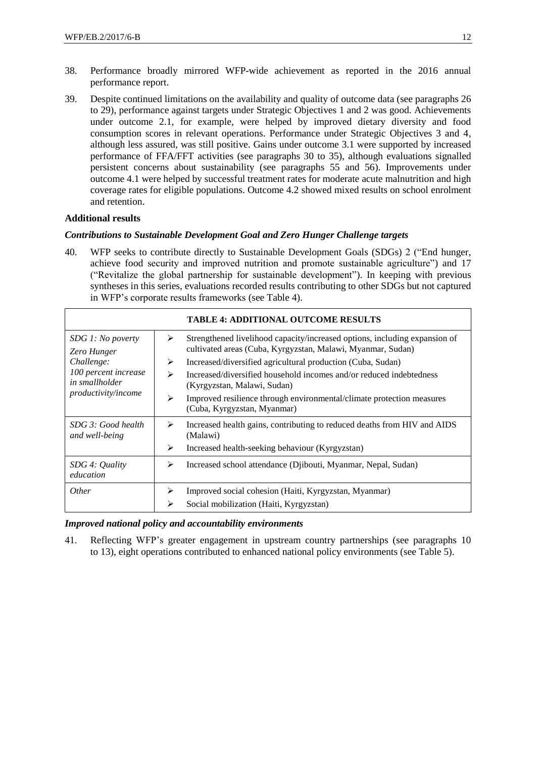38. Performance broadly mirrored WFP-wide achievement as reported in the 2016 annual performance report.

39. Despite continued limitations on the availability and quality of outcome data (see paragraphs 26 to 29), performance against targets under Strategic Objectives 1 and 2 was good. Achievements under outcome 2.1, for example, were helped by improved dietary diversity and food consumption scores in relevant operations. Performance under Strategic Objectives 3 and 4, although less assured, was still positive. Gains under outcome 3.1 were supported by increased performance of FFA/FFT activities (see paragraphs 30 to 35), although evaluations signalled persistent concerns about sustainability (see paragraphs 55 and 56). Improvements under outcome 4.1 were helped by successful treatment rates for moderate acute malnutrition and high coverage rates for eligible populations. Outcome 4.2 showed mixed results on school enrolment and retention.

**Additional results**

***Contributions to Sustainable Development Goal and Zero Hunger Challenge targets***

40. WFP seeks to contribute directly to Sustainable Development Goals (SDGs) 2 ("End hunger, achieve food security and improved nutrition and promote sustainable agriculture") and 17 ("Revitalize the global partnership for sustainable development"). In keeping with previous syntheses in this series, evaluations recorded results contributing to other SDGs but not captured in WFP's corporate results frameworks (see Table 4).

| **TABLE 4: ADDITIONAL OUTCOME RESULTS** | |
|---|---|
| *SDG 1: No poverty*<br>*Zero Hunger Challenge: 100 percent increase in smallholder productivity/income* | ➢ Strengthened livelihood capacity/increased options, including expansion of cultivated areas (Cuba, Kyrgyzstan, Malawi, Myanmar, Sudan)<br>➢ Increased/diversified agricultural production (Cuba, Sudan)<br>➢ Increased/diversified household incomes and/or reduced indebtedness (Kyrgyzstan, Malawi, Sudan)<br>➢ Improved resilience through environmental/climate protection measures (Cuba, Kyrgyzstan, Myanmar) |
| *SDG 3: Good health and well-being* | ➢ Increased health gains, contributing to reduced deaths from HIV and AIDS (Malawi)<br>➢ Increased health-seeking behaviour (Kyrgyzstan) |
| *SDG 4: Quality education* | ➢ Increased school attendance (Djibouti, Myanmar, Nepal, Sudan) |
| *Other* | ➢ Improved social cohesion (Haiti, Kyrgyzstan, Myanmar)<br>➢ Social mobilization (Haiti, Kyrgyzstan) |

***Improved national policy and accountability environments***

41. Reflecting WFP's greater engagement in upstream country partnerships (see paragraphs 10 to 13), eight operations contributed to enhanced national policy environments (see Table 5).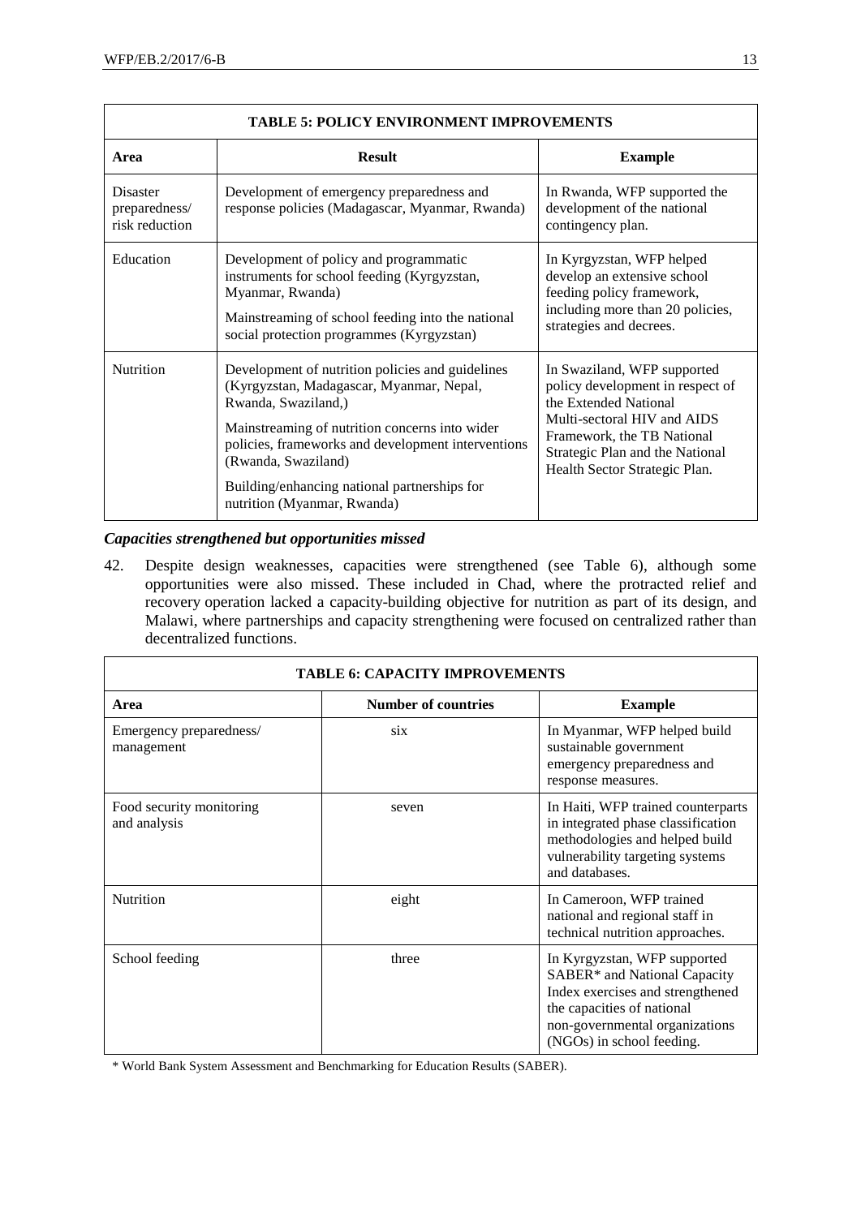| TABLE 5: POLICY ENVIRONMENT IMPROVEMENTS | | |
|---|---|---|
| **Area** | **Result** | **Example** |
| Disaster preparedness/ risk reduction | Development of emergency preparedness and response policies (Madagascar, Myanmar, Rwanda) | In Rwanda, WFP supported the development of the national contingency plan. |
| Education | Development of policy and programmatic instruments for school feeding (Kyrgyzstan, Myanmar, Rwanda)<br><br>Mainstreaming of school feeding into the national social protection programmes (Kyrgyzstan) | In Kyrgyzstan, WFP helped develop an extensive school feeding policy framework, including more than 20 policies, strategies and decrees. |
| Nutrition | Development of nutrition policies and guidelines (Kyrgyzstan, Madagascar, Myanmar, Nepal, Rwanda, Swaziland,)<br><br>Mainstreaming of nutrition concerns into wider policies, frameworks and development interventions (Rwanda, Swaziland)<br><br>Building/enhancing national partnerships for nutrition (Myanmar, Rwanda) | In Swaziland, WFP supported policy development in respect of the Extended National Multi-sectoral HIV and AIDS Framework, the TB National Strategic Plan and the National Health Sector Strategic Plan. |

***Capacities strengthened but opportunities missed***

42. Despite design weaknesses, capacities were strengthened (see Table 6), although some opportunities were also missed. These included in Chad, where the protracted relief and recovery operation lacked a capacity-building objective for nutrition as part of its design, and Malawi, where partnerships and capacity strengthening were focused on centralized rather than decentralized functions.

| TABLE 6: CAPACITY IMPROVEMENTS | | |
|---|---|---|
| **Area** | **Number of countries** | **Example** |
| Emergency preparedness/ management | six | In Myanmar, WFP helped build sustainable government emergency preparedness and response measures. |
| Food security monitoring and analysis | seven | In Haiti, WFP trained counterparts in integrated phase classification methodologies and helped build vulnerability targeting systems and databases. |
| Nutrition | eight | In Cameroon, WFP trained national and regional staff in technical nutrition approaches. |
| School feeding | three | In Kyrgyzstan, WFP supported SABER* and National Capacity Index exercises and strengthened the capacities of national non-governmental organizations (NGOs) in school feeding. |

\* World Bank System Assessment and Benchmarking for Education Results (SABER).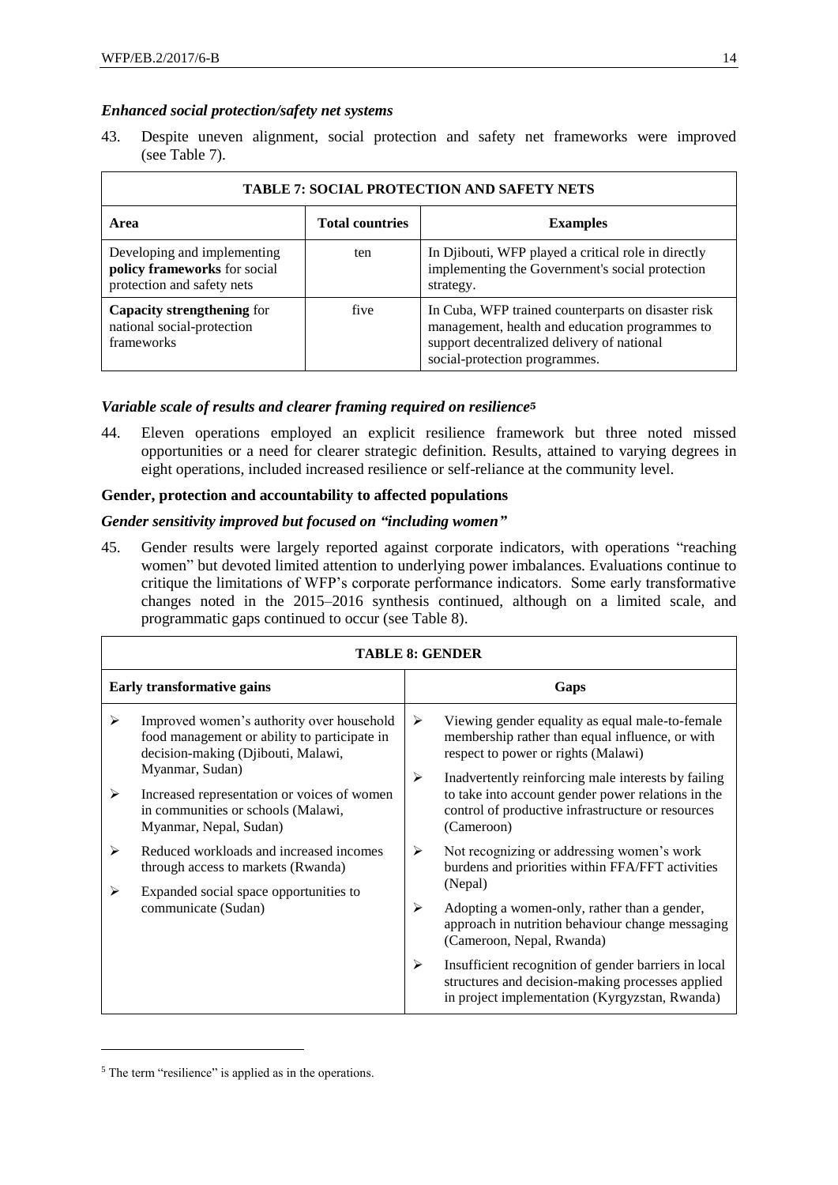### *Enhanced social protection/safety net systems*

43. Despite uneven alignment, social protection and safety net frameworks were improved (see Table 7).

| TABLE 7: SOCIAL PROTECTION AND SAFETY NETS | | |
|---|---|---|
| **Area** | **Total countries** | **Examples** |
| Developing and implementing **policy frameworks** for social protection and safety nets | ten | In Djibouti, WFP played a critical role in directly implementing the Government's social protection strategy. |
| **Capacity strengthening** for national social-protection frameworks | five | In Cuba, WFP trained counterparts on disaster risk management, health and education programmes to support decentralized delivery of national social-protection programmes. |

### *Variable scale of results and clearer framing required on resilience*[5]

44. Eleven operations employed an explicit resilience framework but three noted missed opportunities or a need for clearer strategic definition. Results, attained to varying degrees in eight operations, included increased resilience or self-reliance at the community level.

### Gender, protection and accountability to affected populations

### *Gender sensitivity improved but focused on "including women"*

45. Gender results were largely reported against corporate indicators, with operations "reaching women" but devoted limited attention to underlying power imbalances. Evaluations continue to critique the limitations of WFP's corporate performance indicators. Some early transformative changes noted in the 2015–2016 synthesis continued, although on a limited scale, and programmatic gaps continued to occur (see Table 8).

| TABLE 8: GENDER | |
|---|---|
| **Early transformative gains** | **Gaps** |
| ➢ Improved women's authority over household food management or ability to participate in decision-making (Djibouti, Malawi, Myanmar, Sudan)<br>➢ Increased representation or voices of women in communities or schools (Malawi, Myanmar, Nepal, Sudan)<br>➢ Reduced workloads and increased incomes through access to markets (Rwanda)<br>➢ Expanded social space opportunities to communicate (Sudan) | ➢ Viewing gender equality as equal male-to-female membership rather than equal influence, or with respect to power or rights (Malawi)<br>➢ Inadvertently reinforcing male interests by failing to take into account gender power relations in the control of productive infrastructure or resources (Cameroon)<br>➢ Not recognizing or addressing women's work burdens and priorities within FFA/FFT activities (Nepal)<br>➢ Adopting a women-only, rather than a gender, approach in nutrition behaviour change messaging (Cameroon, Nepal, Rwanda)<br>➢ Insufficient recognition of gender barriers in local structures and decision-making processes applied in project implementation (Kyrgyzstan, Rwanda) |

[5] The term "resilience" is applied as in the operations.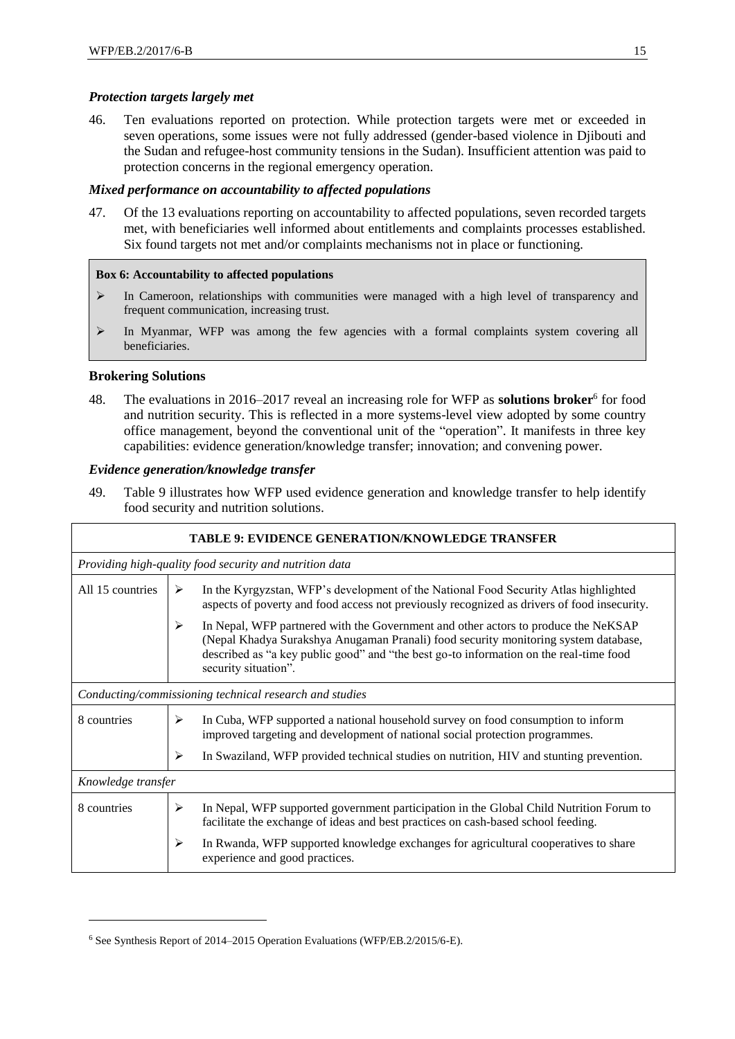### *Protection targets largely met*

46. Ten evaluations reported on protection. While protection targets were met or exceeded in seven operations, some issues were not fully addressed (gender-based violence in Djibouti and the Sudan and refugee-host community tensions in the Sudan). Insufficient attention was paid to protection concerns in the regional emergency operation.

### *Mixed performance on accountability to affected populations*

47. Of the 13 evaluations reporting on accountability to affected populations, seven recorded targets met, with beneficiaries well informed about entitlements and complaints processes established. Six found targets not met and/or complaints mechanisms not in place or functioning.

> **Box 6: Accountability to affected populations**
>
> - In Cameroon, relationships with communities were managed with a high level of transparency and frequent communication, increasing trust.
> - In Myanmar, WFP was among the few agencies with a formal complaints system covering all beneficiaries.

### Brokering Solutions

48. The evaluations in 2016–2017 reveal an increasing role for WFP as **solutions broker**[6] for food and nutrition security. This is reflected in a more systems-level view adopted by some country office management, beyond the conventional unit of the "operation". It manifests in three key capabilities: evidence generation/knowledge transfer; innovation; and convening power.

### *Evidence generation/knowledge transfer*

49. Table 9 illustrates how WFP used evidence generation and knowledge transfer to help identify food security and nutrition solutions.

| **TABLE 9: EVIDENCE GENERATION/KNOWLEDGE TRANSFER** | |
|---|---|
| *Providing high-quality food security and nutrition data* | |
| All 15 countries | ➢ In the Kyrgyzstan, WFP's development of the National Food Security Atlas highlighted aspects of poverty and food access not previously recognized as drivers of food insecurity.<br>➢ In Nepal, WFP partnered with the Government and other actors to produce the NeKSAP (Nepal Khadya Surakshya Anugaman Pranali) food security monitoring system database, described as "a key public good" and "the best go-to information on the real-time food security situation". |
| *Conducting/commissioning technical research and studies* | |
| 8 countries | ➢ In Cuba, WFP supported a national household survey on food consumption to inform improved targeting and development of national social protection programmes.<br>➢ In Swaziland, WFP provided technical studies on nutrition, HIV and stunting prevention. |
| *Knowledge transfer* | |
| 8 countries | ➢ In Nepal, WFP supported government participation in the Global Child Nutrition Forum to facilitate the exchange of ideas and best practices on cash-based school feeding.<br>➢ In Rwanda, WFP supported knowledge exchanges for agricultural cooperatives to share experience and good practices. |

---

[6] See Synthesis Report of 2014–2015 Operation Evaluations (WFP/EB.2/2015/6-E).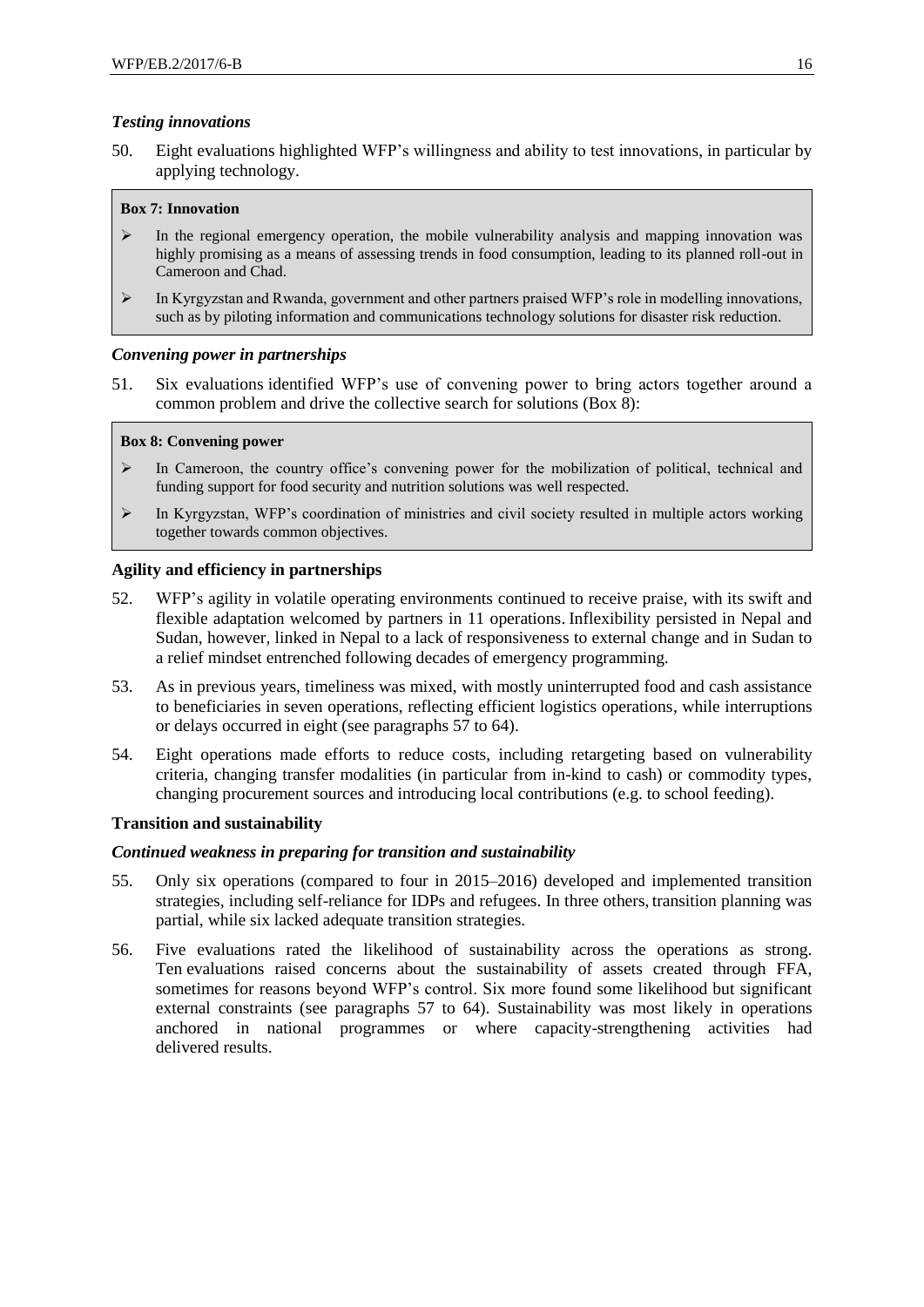### *Testing innovations*

50. Eight evaluations highlighted WFP's willingness and ability to test innovations, in particular by applying technology.

> **Box 7: Innovation**
>
> - In the regional emergency operation, the mobile vulnerability analysis and mapping innovation was highly promising as a means of assessing trends in food consumption, leading to its planned roll-out in Cameroon and Chad.
> - In Kyrgyzstan and Rwanda, government and other partners praised WFP's role in modelling innovations, such as by piloting information and communications technology solutions for disaster risk reduction.

### *Convening power in partnerships*

51. Six evaluations identified WFP's use of convening power to bring actors together around a common problem and drive the collective search for solutions (Box 8):

> **Box 8: Convening power**
>
> - In Cameroon, the country office's convening power for the mobilization of political, technical and funding support for food security and nutrition solutions was well respected.
> - In Kyrgyzstan, WFP's coordination of ministries and civil society resulted in multiple actors working together towards common objectives.

### **Agility and efficiency in partnerships**

52. WFP's agility in volatile operating environments continued to receive praise, with its swift and flexible adaptation welcomed by partners in 11 operations. Inflexibility persisted in Nepal and Sudan, however, linked in Nepal to a lack of responsiveness to external change and in Sudan to a relief mindset entrenched following decades of emergency programming.

53. As in previous years, timeliness was mixed, with mostly uninterrupted food and cash assistance to beneficiaries in seven operations, reflecting efficient logistics operations, while interruptions or delays occurred in eight (see paragraphs 57 to 64).

54. Eight operations made efforts to reduce costs, including retargeting based on vulnerability criteria, changing transfer modalities (in particular from in-kind to cash) or commodity types, changing procurement sources and introducing local contributions (e.g. to school feeding).

### **Transition and sustainability**

### *Continued weakness in preparing for transition and sustainability*

55. Only six operations (compared to four in 2015–2016) developed and implemented transition strategies, including self-reliance for IDPs and refugees. In three others, transition planning was partial, while six lacked adequate transition strategies.

56. Five evaluations rated the likelihood of sustainability across the operations as strong. Ten evaluations raised concerns about the sustainability of assets created through FFA, sometimes for reasons beyond WFP's control. Six more found some likelihood but significant external constraints (see paragraphs 57 to 64). Sustainability was most likely in operations anchored in national programmes or where capacity-strengthening activities had delivered results.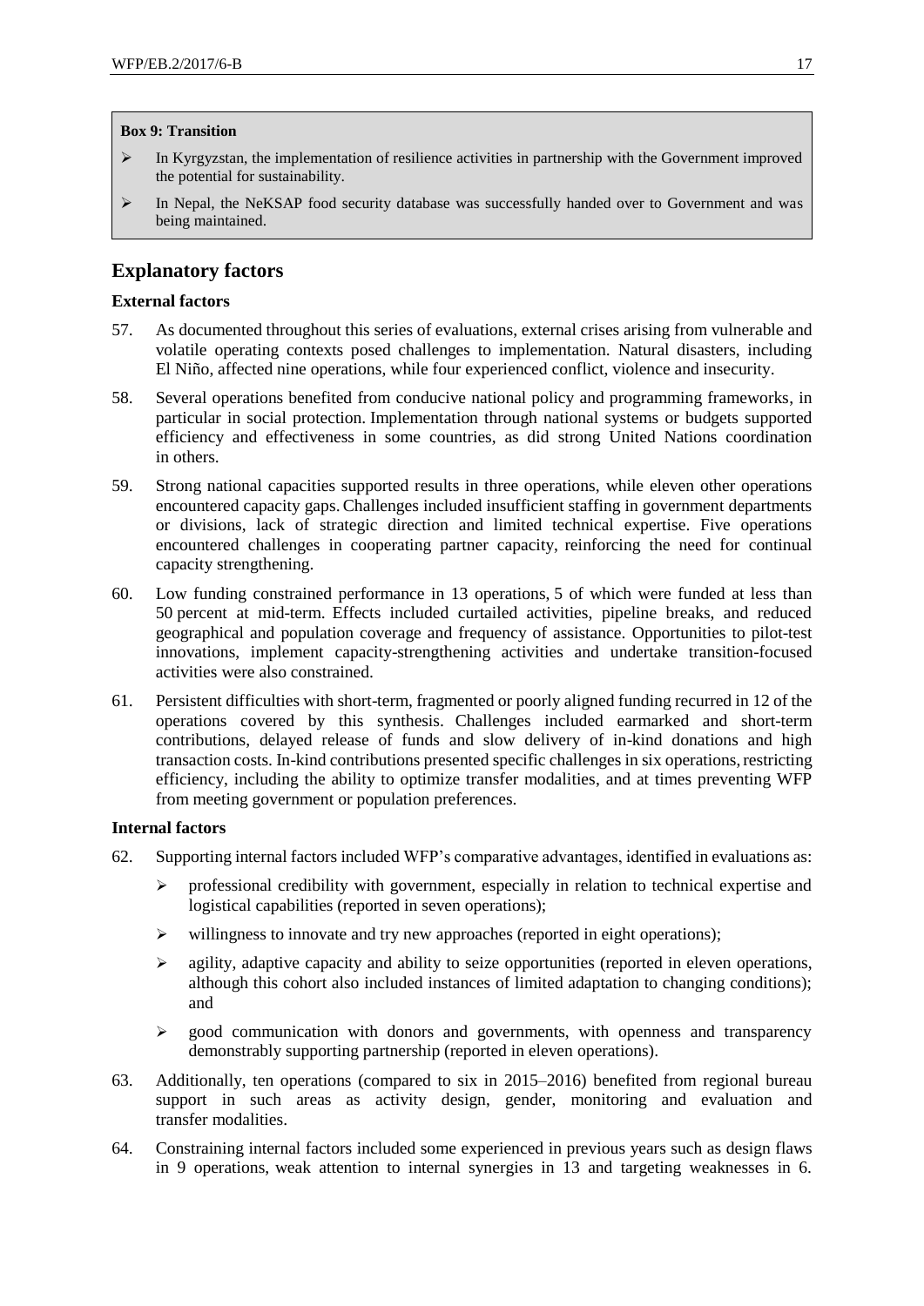**Box 9: Transition**

- In Kyrgyzstan, the implementation of resilience activities in partnership with the Government improved the potential for sustainability.
- In Nepal, the NeKSAP food security database was successfully handed over to Government and was being maintained.

## Explanatory factors

### External factors

57. As documented throughout this series of evaluations, external crises arising from vulnerable and volatile operating contexts posed challenges to implementation. Natural disasters, including El Niño, affected nine operations, while four experienced conflict, violence and insecurity.

58. Several operations benefited from conducive national policy and programming frameworks, in particular in social protection. Implementation through national systems or budgets supported efficiency and effectiveness in some countries, as did strong United Nations coordination in others.

59. Strong national capacities supported results in three operations, while eleven other operations encountered capacity gaps. Challenges included insufficient staffing in government departments or divisions, lack of strategic direction and limited technical expertise. Five operations encountered challenges in cooperating partner capacity, reinforcing the need for continual capacity strengthening.

60. Low funding constrained performance in 13 operations, 5 of which were funded at less than 50 percent at mid-term. Effects included curtailed activities, pipeline breaks, and reduced geographical and population coverage and frequency of assistance. Opportunities to pilot-test innovations, implement capacity-strengthening activities and undertake transition-focused activities were also constrained.

61. Persistent difficulties with short-term, fragmented or poorly aligned funding recurred in 12 of the operations covered by this synthesis. Challenges included earmarked and short-term contributions, delayed release of funds and slow delivery of in-kind donations and high transaction costs. In-kind contributions presented specific challenges in six operations, restricting efficiency, including the ability to optimize transfer modalities, and at times preventing WFP from meeting government or population preferences.

### Internal factors

62. Supporting internal factors included WFP's comparative advantages, identified in evaluations as:
    - professional credibility with government, especially in relation to technical expertise and logistical capabilities (reported in seven operations);
    - willingness to innovate and try new approaches (reported in eight operations);
    - agility, adaptive capacity and ability to seize opportunities (reported in eleven operations, although this cohort also included instances of limited adaptation to changing conditions); and
    - good communication with donors and governments, with openness and transparency demonstrably supporting partnership (reported in eleven operations).

63. Additionally, ten operations (compared to six in 2015–2016) benefited from regional bureau support in such areas as activity design, gender, monitoring and evaluation and transfer modalities.

64. Constraining internal factors included some experienced in previous years such as design flaws in 9 operations, weak attention to internal synergies in 13 and targeting weaknesses in 6.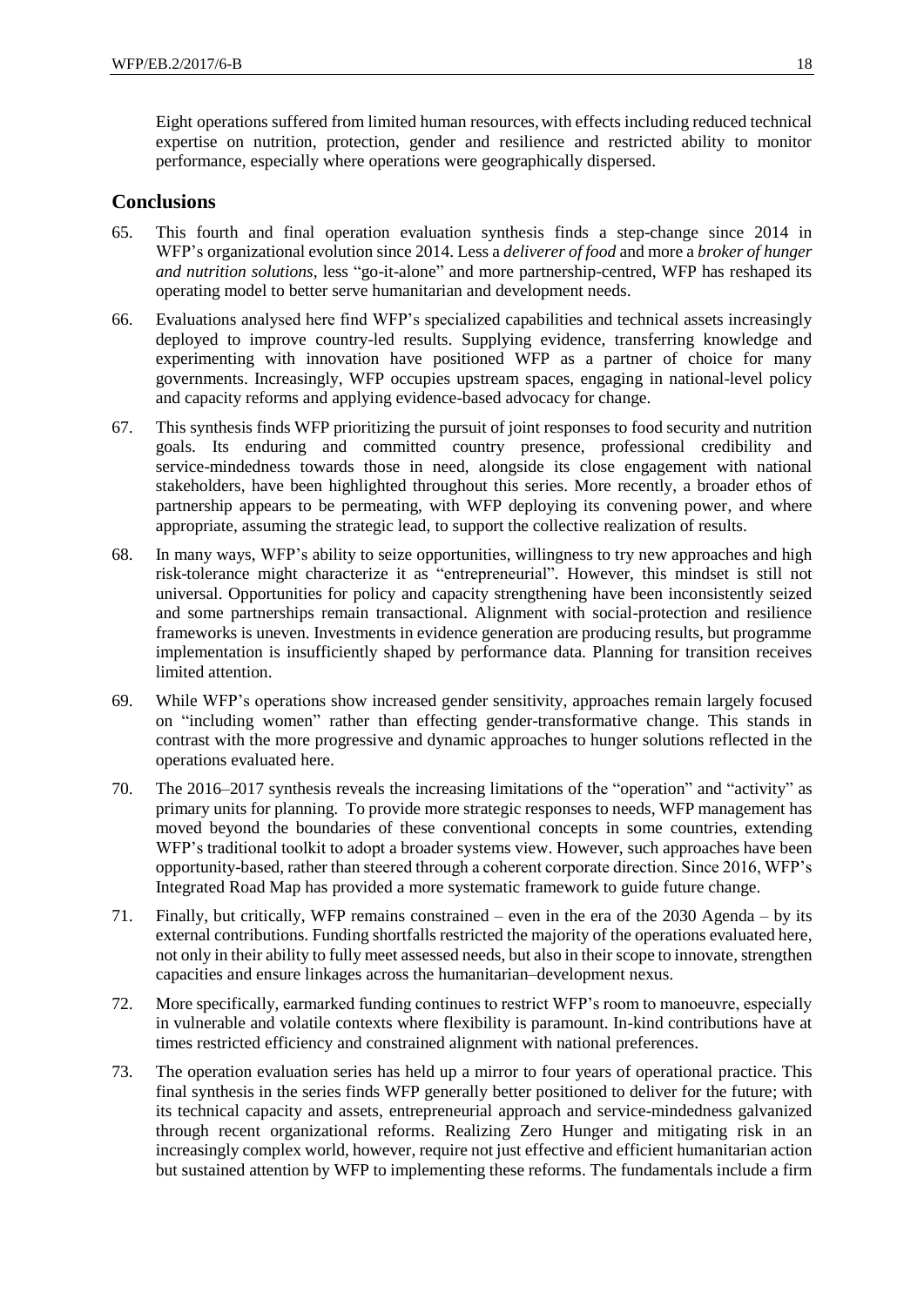Eight operations suffered from limited human resources, with effects including reduced technical expertise on nutrition, protection, gender and resilience and restricted ability to monitor performance, especially where operations were geographically dispersed.

## Conclusions

65. This fourth and final operation evaluation synthesis finds a step-change since 2014 in WFP's organizational evolution since 2014. Less a *deliverer of food* and more a *broker of hunger and nutrition solutions*, less "go-it-alone" and more partnership-centred, WFP has reshaped its operating model to better serve humanitarian and development needs.

66. Evaluations analysed here find WFP's specialized capabilities and technical assets increasingly deployed to improve country-led results. Supplying evidence, transferring knowledge and experimenting with innovation have positioned WFP as a partner of choice for many governments. Increasingly, WFP occupies upstream spaces, engaging in national-level policy and capacity reforms and applying evidence-based advocacy for change.

67. This synthesis finds WFP prioritizing the pursuit of joint responses to food security and nutrition goals. Its enduring and committed country presence, professional credibility and service-mindedness towards those in need, alongside its close engagement with national stakeholders, have been highlighted throughout this series. More recently, a broader ethos of partnership appears to be permeating, with WFP deploying its convening power, and where appropriate, assuming the strategic lead, to support the collective realization of results.

68. In many ways, WFP's ability to seize opportunities, willingness to try new approaches and high risk-tolerance might characterize it as "entrepreneurial". However, this mindset is still not universal. Opportunities for policy and capacity strengthening have been inconsistently seized and some partnerships remain transactional. Alignment with social-protection and resilience frameworks is uneven. Investments in evidence generation are producing results, but programme implementation is insufficiently shaped by performance data. Planning for transition receives limited attention.

69. While WFP's operations show increased gender sensitivity, approaches remain largely focused on "including women" rather than effecting gender-transformative change. This stands in contrast with the more progressive and dynamic approaches to hunger solutions reflected in the operations evaluated here.

70. The 2016–2017 synthesis reveals the increasing limitations of the "operation" and "activity" as primary units for planning. To provide more strategic responses to needs, WFP management has moved beyond the boundaries of these conventional concepts in some countries, extending WFP's traditional toolkit to adopt a broader systems view. However, such approaches have been opportunity-based, rather than steered through a coherent corporate direction. Since 2016, WFP's Integrated Road Map has provided a more systematic framework to guide future change.

71. Finally, but critically, WFP remains constrained – even in the era of the 2030 Agenda – by its external contributions. Funding shortfalls restricted the majority of the operations evaluated here, not only in their ability to fully meet assessed needs, but also in their scope to innovate, strengthen capacities and ensure linkages across the humanitarian–development nexus.

72. More specifically, earmarked funding continues to restrict WFP's room to manoeuvre, especially in vulnerable and volatile contexts where flexibility is paramount. In-kind contributions have at times restricted efficiency and constrained alignment with national preferences.

73. The operation evaluation series has held up a mirror to four years of operational practice. This final synthesis in the series finds WFP generally better positioned to deliver for the future; with its technical capacity and assets, entrepreneurial approach and service-mindedness galvanized through recent organizational reforms. Realizing Zero Hunger and mitigating risk in an increasingly complex world, however, require not just effective and efficient humanitarian action but sustained attention by WFP to implementing these reforms. The fundamentals include a firm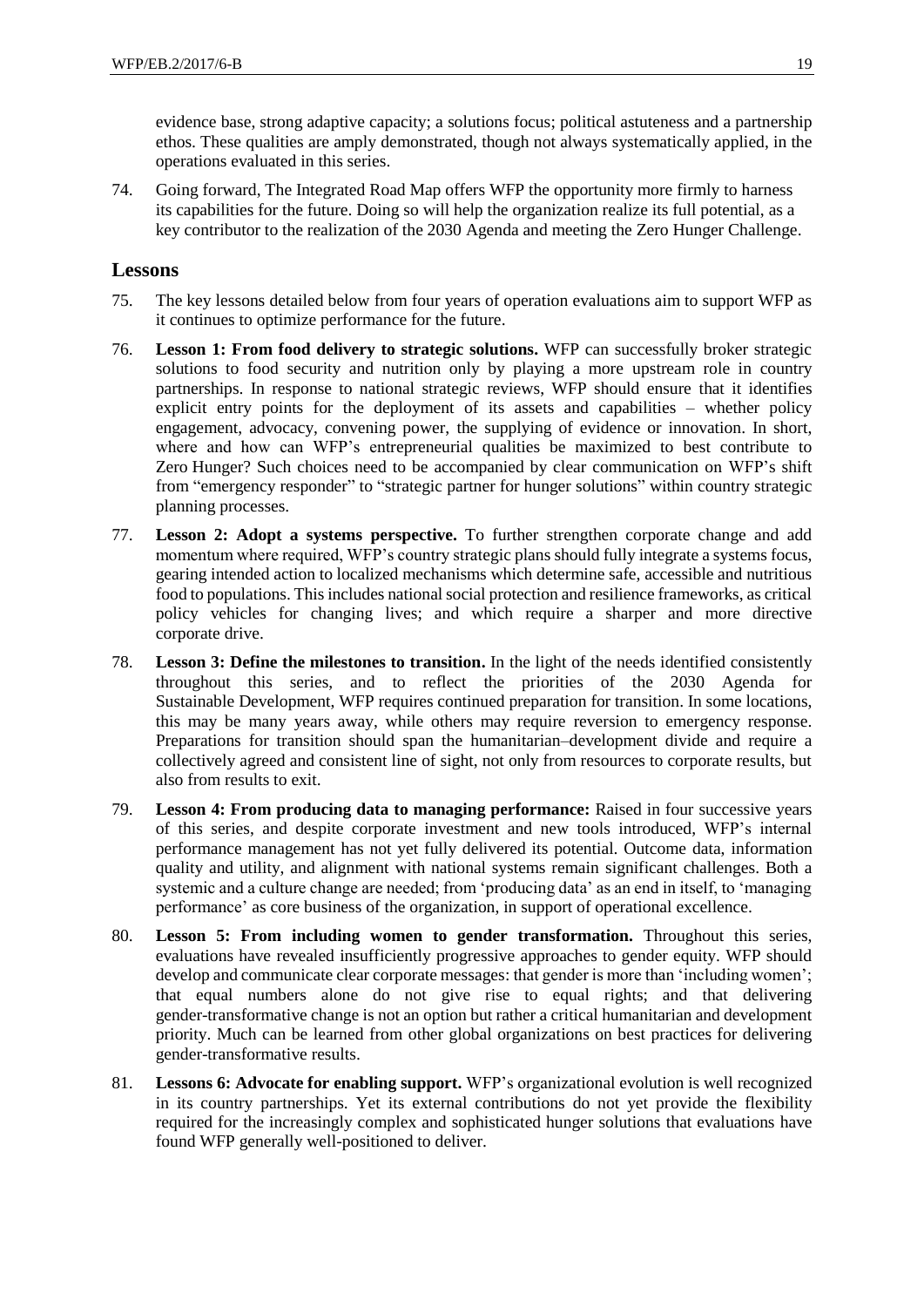evidence base, strong adaptive capacity; a solutions focus; political astuteness and a partnership ethos. These qualities are amply demonstrated, though not always systematically applied, in the operations evaluated in this series.

74. Going forward, The Integrated Road Map offers WFP the opportunity more firmly to harness its capabilities for the future. Doing so will help the organization realize its full potential, as a key contributor to the realization of the 2030 Agenda and meeting the Zero Hunger Challenge.

## Lessons

75. The key lessons detailed below from four years of operation evaluations aim to support WFP as it continues to optimize performance for the future.

76. **Lesson 1: From food delivery to strategic solutions.** WFP can successfully broker strategic solutions to food security and nutrition only by playing a more upstream role in country partnerships. In response to national strategic reviews, WFP should ensure that it identifies explicit entry points for the deployment of its assets and capabilities – whether policy engagement, advocacy, convening power, the supplying of evidence or innovation. In short, where and how can WFP's entrepreneurial qualities be maximized to best contribute to Zero Hunger? Such choices need to be accompanied by clear communication on WFP's shift from "emergency responder" to "strategic partner for hunger solutions" within country strategic planning processes.

77. **Lesson 2: Adopt a systems perspective.** To further strengthen corporate change and add momentum where required, WFP's country strategic plans should fully integrate a systems focus, gearing intended action to localized mechanisms which determine safe, accessible and nutritious food to populations. This includes national social protection and resilience frameworks, as critical policy vehicles for changing lives; and which require a sharper and more directive corporate drive.

78. **Lesson 3: Define the milestones to transition.** In the light of the needs identified consistently throughout this series, and to reflect the priorities of the 2030 Agenda for Sustainable Development, WFP requires continued preparation for transition. In some locations, this may be many years away, while others may require reversion to emergency response. Preparations for transition should span the humanitarian–development divide and require a collectively agreed and consistent line of sight, not only from resources to corporate results, but also from results to exit.

79. **Lesson 4: From producing data to managing performance:** Raised in four successive years of this series, and despite corporate investment and new tools introduced, WFP's internal performance management has not yet fully delivered its potential. Outcome data, information quality and utility, and alignment with national systems remain significant challenges. Both a systemic and a culture change are needed; from 'producing data' as an end in itself, to 'managing performance' as core business of the organization, in support of operational excellence.

80. **Lesson 5: From including women to gender transformation.** Throughout this series, evaluations have revealed insufficiently progressive approaches to gender equity. WFP should develop and communicate clear corporate messages: that gender is more than 'including women'; that equal numbers alone do not give rise to equal rights; and that delivering gender-transformative change is not an option but rather a critical humanitarian and development priority. Much can be learned from other global organizations on best practices for delivering gender-transformative results.

81. **Lessons 6: Advocate for enabling support.** WFP's organizational evolution is well recognized in its country partnerships. Yet its external contributions do not yet provide the flexibility required for the increasingly complex and sophisticated hunger solutions that evaluations have found WFP generally well-positioned to deliver.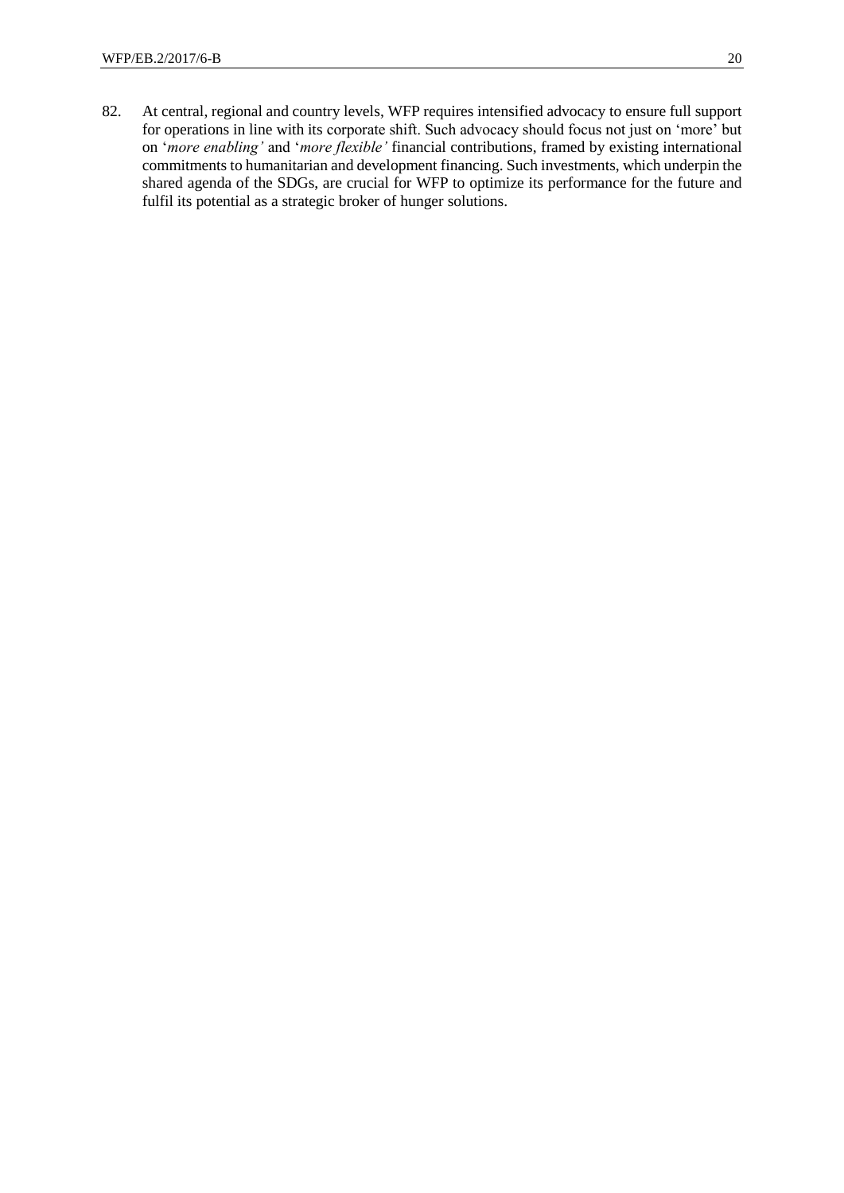82. At central, regional and country levels, WFP requires intensified advocacy to ensure full support for operations in line with its corporate shift. Such advocacy should focus not just on 'more' but on '*more enabling*' and '*more flexible*' financial contributions, framed by existing international commitments to humanitarian and development financing. Such investments, which underpin the shared agenda of the SDGs, are crucial for WFP to optimize its performance for the future and fulfil its potential as a strategic broker of hunger solutions.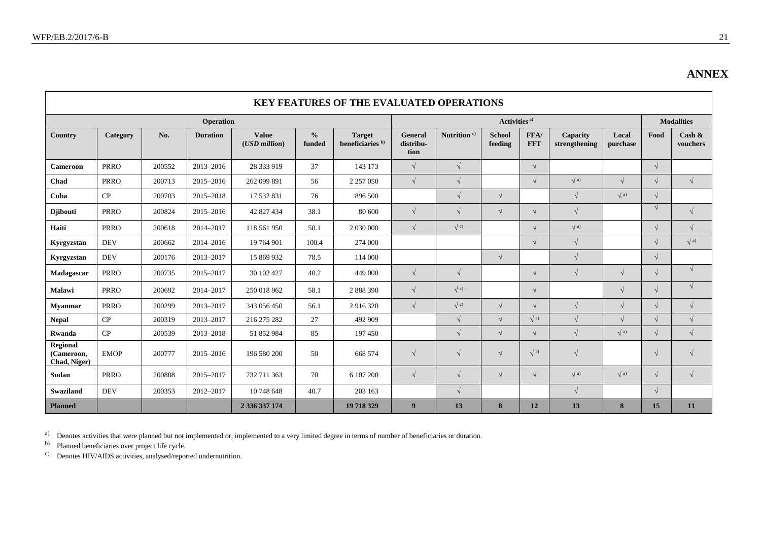# ANNEX

| KEY FEATURES OF THE EVALUATED OPERATIONS | | | | | | | | | | | | | | |
|---|---|---|---|---|---|---|---|---|---|---|---|---|---|---|
| Operation | | | | | | | Activities [a] | | | | | | Modalities | |
| Country | Category | No. | Duration | Value (*USD million*) | % funded | Target beneficiaries [b] | General distribu-tion | Nutrition [c] | School feeding | FFA/ FFT | Capacity strengthening | Local purchase | Food | Cash & vouchers |
| **Cameroon** | PRRO | 200552 | 2013–2016 | 28 333 919 | 37 | 143 173 | √ | √ | | √ | | | √ | |
| **Chad** | PRRO | 200713 | 2015–2016 | 262 099 891 | 56 | 2 257 050 | √ | √ | | √ | √ [a] | √ | √ | √ |
| **Cuba** | CP | 200703 | 2015–2018 | 17 532 831 | 76 | 896 500 | | √ | √ | | √ | √ [a] | √ | |
| **Djibouti** | PRRO | 200824 | 2015–2016 | 42 827 434 | 38.1 | 80 600 | √ | √ | √ | √ | √ | | √ | √ |
| **Haiti** | PRRO | 200618 | 2014–2017 | 118 561 950 | 50.1 | 2 030 000 | √ | √ [c] | | √ | √ [a] | | √ | √ |
| **Kyrgyzstan** | DEV | 200662 | 2014–2016 | 19 764 901 | 100.4 | 274 000 | | | | √ | √ | | √ | √ [a] |
| **Kyrgyzstan** | DEV | 200176 | 2013–2017 | 15 869 932 | 78.5 | 114 000 | | | √ | | √ | | √ | |
| **Madagascar** | PRRO | 200735 | 2015–2017 | 30 102 427 | 40.2 | 449 000 | √ | √ | | √ | √ | √ | √ | √ |
| **Malawi** | PRRO | 200692 | 2014–2017 | 250 018 962 | 58.1 | 2 888 390 | √ | √ [c] | | √ | | √ | √ | √ |
| **Myanmar** | PRRO | 200299 | 2013–2017 | 343 056 450 | 56.1 | 2 916 320 | √ | √ [c] | √ | √ | √ | √ | √ | √ |
| **Nepal** | CP | 200319 | 2013–2017 | 216 275 282 | 27 | 492 909 | | √ | √ | √ [a] | √ | √ | √ | √ |
| **Rwanda** | CP | 200539 | 2013–2018 | 51 852 984 | 85 | 197 450 | | √ | √ | √ | √ | √ [a] | √ | √ |
| **Regional (Cameroon, Chad, Niger)** | EMOP | 200777 | 2015–2016 | 196 580 200 | 50 | 668 574 | √ | √ | √ | √ [a] | √ | | √ | √ |
| **Sudan** | PRRO | 200808 | 2015–2017 | 732 711 363 | 70 | 6 107 200 | √ | √ | √ | √ | √ [a] | √ [a] | √ | √ |
| **Swaziland** | DEV | 200353 | 2012–2017 | 10 748 648 | 40.7 | 203 163 | | √ | | | √ | | √ | |
| **Planned** | | | | **2 336 337 174** | | **19 718 329** | **9** | **13** | **8** | **12** | **13** | **8** | **15** | **11** |

[a] Denotes activities that were planned but not implemented or, implemented to a very limited degree in terms of number of beneficiaries or duration.

[b] Planned beneficiaries over project life cycle.

[c] Denotes HIV/AIDS activities, analysed/reported undernutrition.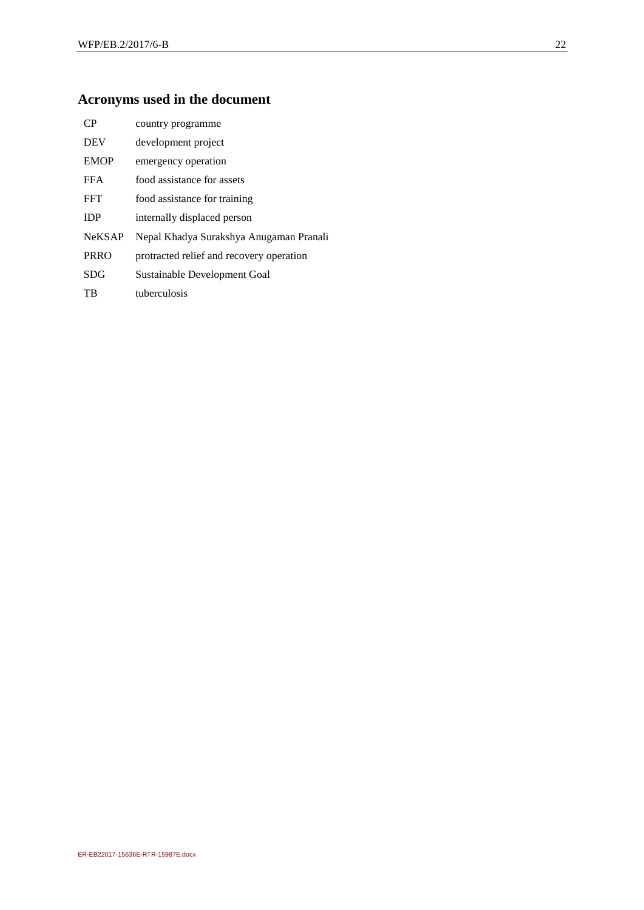## Acronyms used in the document

| | |
|---|---|
| CP | country programme |
| DEV | development project |
| EMOP | emergency operation |
| FFA | food assistance for assets |
| FFT | food assistance for training |
| IDP | internally displaced person |
| NeKSAP | Nepal Khadya Surakshya Anugaman Pranali |
| PRRO | protracted relief and recovery operation |
| SDG | Sustainable Development Goal |
| TB | tuberculosis |

ER-EB22017-15636E-RTR-15987E.docx